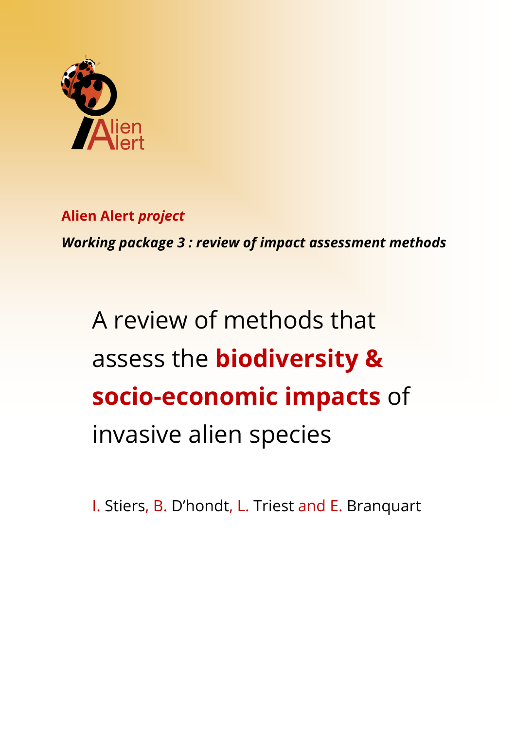Alien Alert

**Alien Alert *project***

***Working package 3 : review of impact assessment methods***

# A review of methods that assess the **biodiversity & socio-economic impacts** of invasive alien species

I. Stiers, B. D'hondt, L. Triest and E. Branquart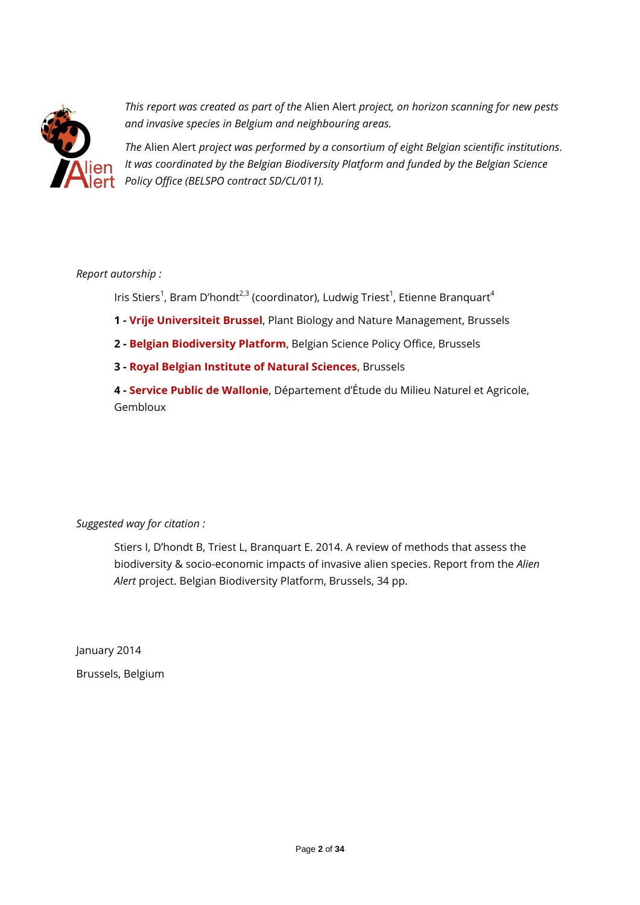*This report was created as part of the* Alien Alert *project, on horizon scanning for new pests and invasive species in Belgium and neighbouring areas.*

*The* Alien Alert *project was performed by a consortium of eight Belgian scientific institutions. It was coordinated by the Belgian Biodiversity Platform and funded by the Belgian Science Policy Office (BELSPO contract SD/CL/011).*

*Report autorship :*

Iris Stiers[1], Bram D'hondt[2,3] (coordinator), Ludwig Triest[1], Etienne Branquart[4]

**1 - Vrije Universiteit Brussel**, Plant Biology and Nature Management, Brussels

**2 - Belgian Biodiversity Platform**, Belgian Science Policy Office, Brussels

**3 - Royal Belgian Institute of Natural Sciences**, Brussels

**4 - Service Public de Wallonie**, Département d'Étude du Milieu Naturel et Agricole, Gembloux

*Suggested way for citation :*

Stiers I, D'hondt B, Triest L, Branquart E. 2014. A review of methods that assess the biodiversity & socio-economic impacts of invasive alien species. Report from the *Alien Alert* project. Belgian Biodiversity Platform, Brussels, 34 pp.

January 2014

Brussels, Belgium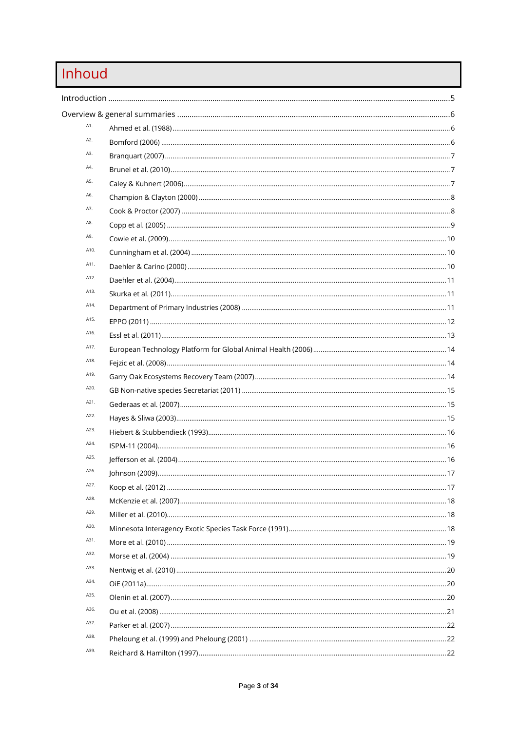# Inhoud

Introduction ....................................................................................................................................5

Overview & general summaries ....................................................................................................6

- A1. Ahmed et al. (1988) ....................................................................................................6
- A2. Bomford (2006) ..........................................................................................................6
- A3. Branquart (2007) ........................................................................................................7
- A4. Brunel et al. (2010) .....................................................................................................7
- A5. Caley & Kuhnert (2006) ..............................................................................................7
- A6. Champion & Clayton (2000) .......................................................................................8
- A7. Cook & Proctor (2007) ...............................................................................................8
- A8. Copp et al. (2005) .......................................................................................................9
- A9. Cowie et al. (2009) ...................................................................................................10
- A10. Cunningham et al. (2004) .......................................................................................10
- A11. Daehler & Carino (2000) .........................................................................................10
- A12. Daehler et al. (2004) ...............................................................................................11
- A13. Skurka et al. (2011) .................................................................................................11
- A14. Department of Primary Industries (2008) ...............................................................11
- A15. EPPO (2011) ............................................................................................................12
- A16. Essl et al. (2011) ......................................................................................................13
- A17. European Technology Platform for Global Animal Health (2006) ...........................14
- A18. Fejzic et al. (2008) ...................................................................................................14
- A19. Garry Oak Ecosystems Recovery Team (2007) ........................................................14
- A20. GB Non-native species Secretariat (2011) ..............................................................15
- A21. Gederaas et al. (2007) .............................................................................................15
- A22. Hayes & Sliwa (2003) ..............................................................................................15
- A23. Hiebert & Stubbendieck (1993) ..............................................................................16
- A24. ISPM-11 (2004) ........................................................................................................16
- A25. Jefferson et al. (2004) .............................................................................................16
- A26. Johnson (2009) ........................................................................................................17
- A27. Koop et al. (2012) ...................................................................................................17
- A28. McKenzie et al. (2007) ............................................................................................18
- A29. Miller et al. (2010) ...................................................................................................18
- A30. Minnesota Interagency Exotic Species Task Force (1991) .......................................18
- A31. More et al. (2010) ...................................................................................................19
- A32. Morse et al. (2004) ..................................................................................................19
- A33. Nentwig et al. (2010) ...............................................................................................20
- A34. OiE (2011a) ..............................................................................................................20
- A35. Olenin et al. (2007) ..................................................................................................20
- A36. Ou et al. (2008) ........................................................................................................21
- A37. Parker et al. (2007) ..................................................................................................22
- A38. Pheloung et al. (1999) and Pheloung (2001) ..........................................................22
- A39. Reichard & Hamilton (1997) ....................................................................................22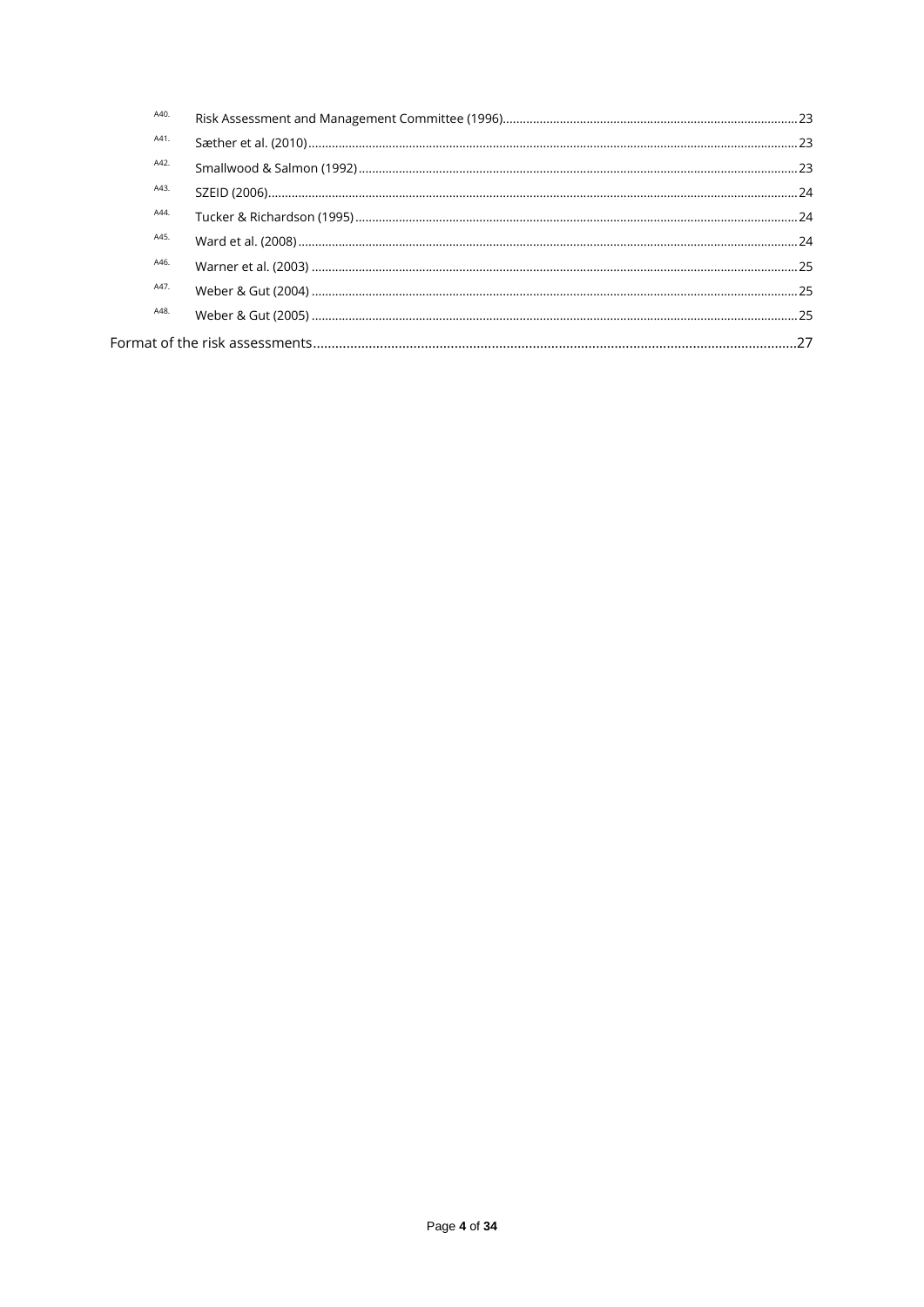A40. Risk Assessment and Management Committee (1996) ........ 23
A41. Sæther et al. (2010) ........ 23
A42. Smallwood & Salmon (1992) ........ 23
A43. SZEID (2006) ........ 24
A44. Tucker & Richardson (1995) ........ 24
A45. Ward et al. (2008) ........ 24
A46. Warner et al. (2003) ........ 25
A47. Weber & Gut (2004) ........ 25
A48. Weber & Gut (2005) ........ 25

Format of the risk assessments ........ 27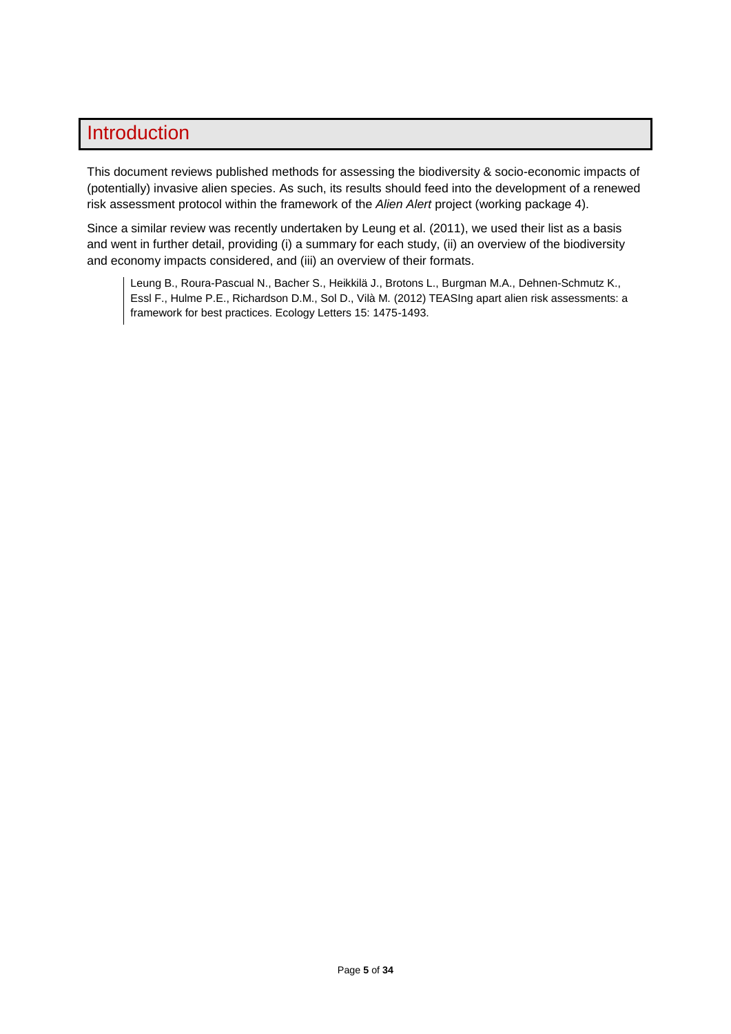# Introduction

This document reviews published methods for assessing the biodiversity & socio-economic impacts of (potentially) invasive alien species. As such, its results should feed into the development of a renewed risk assessment protocol within the framework of the *Alien Alert* project (working package 4).

Since a similar review was recently undertaken by Leung et al. (2011), we used their list as a basis and went in further detail, providing (i) a summary for each study, (ii) an overview of the biodiversity and economy impacts considered, and (iii) an overview of their formats.

> Leung B., Roura-Pascual N., Bacher S., Heikkilä J., Brotons L., Burgman M.A., Dehnen-Schmutz K., Essl F., Hulme P.E., Richardson D.M., Sol D., Vilà M. (2012) TEASIng apart alien risk assessments: a framework for best practices. Ecology Letters 15: 1475-1493.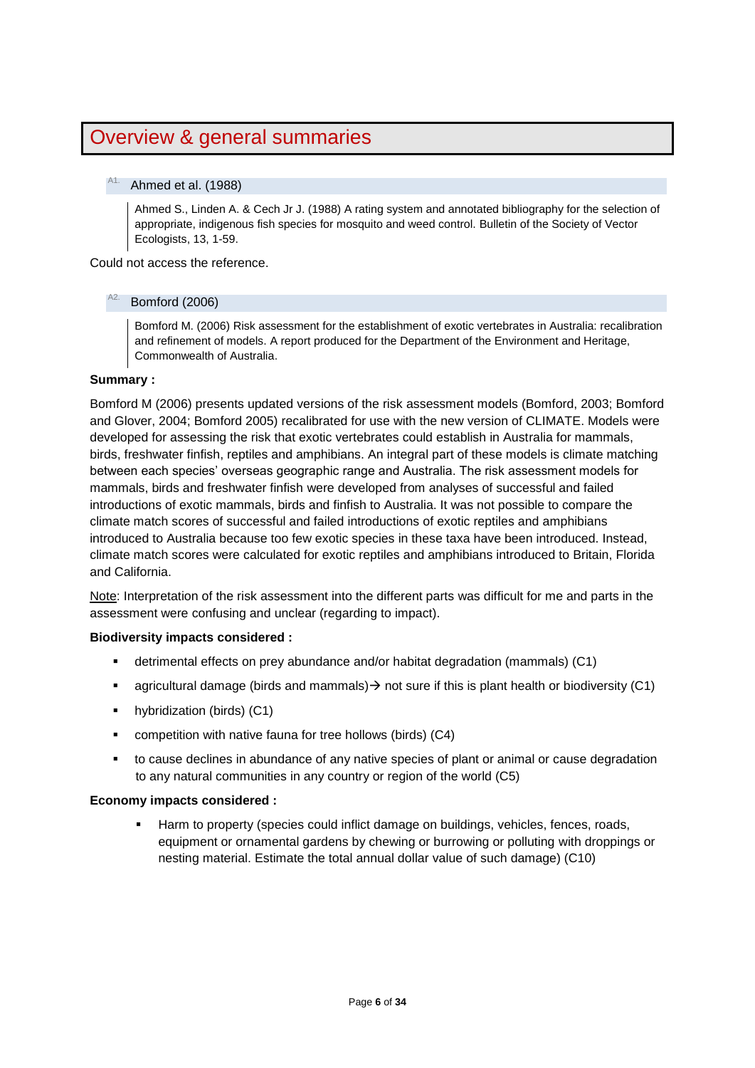# Overview & general summaries

### A1. Ahmed et al. (1988)

> Ahmed S., Linden A. & Cech Jr J. (1988) A rating system and annotated bibliography for the selection of appropriate, indigenous fish species for mosquito and weed control. Bulletin of the Society of Vector Ecologists, 13, 1-59.

Could not access the reference.

### A2. Bomford (2006)

> Bomford M. (2006) Risk assessment for the establishment of exotic vertebrates in Australia: recalibration and refinement of models. A report produced for the Department of the Environment and Heritage, Commonwealth of Australia.

**Summary :**

Bomford M (2006) presents updated versions of the risk assessment models (Bomford, 2003; Bomford and Glover, 2004; Bomford 2005) recalibrated for use with the new version of CLIMATE. Models were developed for assessing the risk that exotic vertebrates could establish in Australia for mammals, birds, freshwater finfish, reptiles and amphibians. An integral part of these models is climate matching between each species' overseas geographic range and Australia. The risk assessment models for mammals, birds and freshwater finfish were developed from analyses of successful and failed introductions of exotic mammals, birds and finfish to Australia. It was not possible to compare the climate match scores of successful and failed introductions of exotic reptiles and amphibians introduced to Australia because too few exotic species in these taxa have been introduced. Instead, climate match scores were calculated for exotic reptiles and amphibians introduced to Britain, Florida and California.

<u>Note</u>: Interpretation of the risk assessment into the different parts was difficult for me and parts in the assessment were confusing and unclear (regarding to impact).

**Biodiversity impacts considered :**

- detrimental effects on prey abundance and/or habitat degradation (mammals) (C1)
- agricultural damage (birds and mammals)→ not sure if this is plant health or biodiversity (C1)
- hybridization (birds) (C1)
- competition with native fauna for tree hollows (birds) (C4)
- to cause declines in abundance of any native species of plant or animal or cause degradation to any natural communities in any country or region of the world (C5)

**Economy impacts considered :**

- Harm to property (species could inflict damage on buildings, vehicles, fences, roads, equipment or ornamental gardens by chewing or burrowing or polluting with droppings or nesting material. Estimate the total annual dollar value of such damage) (C10)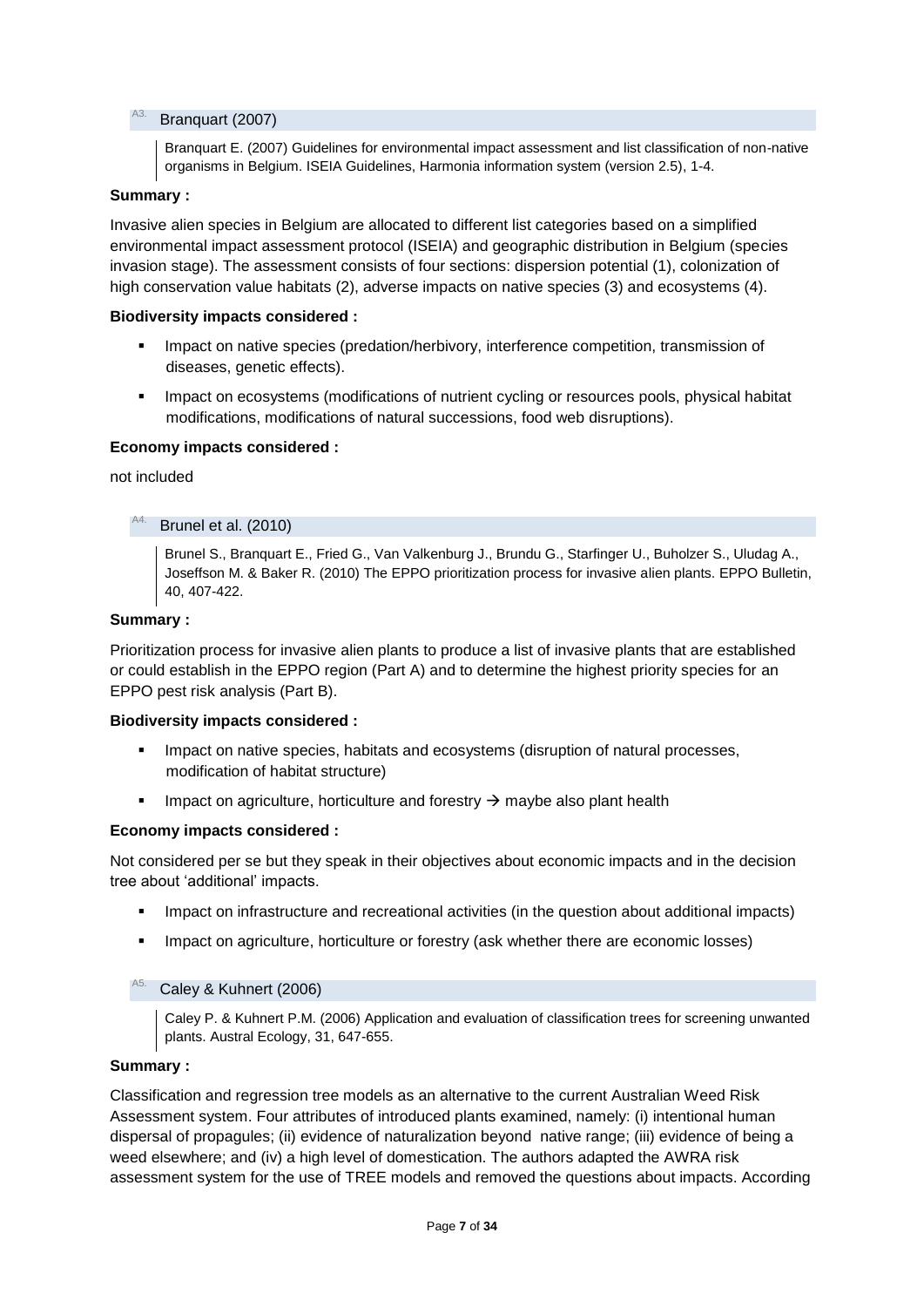### A3. Branquart (2007)

> Branquart E. (2007) Guidelines for environmental impact assessment and list classification of non-native organisms in Belgium. ISEIA Guidelines, Harmonia information system (version 2.5), 1-4.

**Summary :**

Invasive alien species in Belgium are allocated to different list categories based on a simplified environmental impact assessment protocol (ISEIA) and geographic distribution in Belgium (species invasion stage). The assessment consists of four sections: dispersion potential (1), colonization of high conservation value habitats (2), adverse impacts on native species (3) and ecosystems (4).

**Biodiversity impacts considered :**

- Impact on native species (predation/herbivory, interference competition, transmission of diseases, genetic effects).
- Impact on ecosystems (modifications of nutrient cycling or resources pools, physical habitat modifications, modifications of natural successions, food web disruptions).

**Economy impacts considered :**

not included

### A4. Brunel et al. (2010)

> Brunel S., Branquart E., Fried G., Van Valkenburg J., Brundu G., Starfinger U., Buholzer S., Uludag A., Joseffson M. & Baker R. (2010) The EPPO prioritization process for invasive alien plants. EPPO Bulletin, 40, 407-422.

**Summary :**

Prioritization process for invasive alien plants to produce a list of invasive plants that are established or could establish in the EPPO region (Part A) and to determine the highest priority species for an EPPO pest risk analysis (Part B).

**Biodiversity impacts considered :**

- Impact on native species, habitats and ecosystems (disruption of natural processes, modification of habitat structure)
- Impact on agriculture, horticulture and forestry → maybe also plant health

**Economy impacts considered :**

Not considered per se but they speak in their objectives about economic impacts and in the decision tree about 'additional' impacts.

- Impact on infrastructure and recreational activities (in the question about additional impacts)
- Impact on agriculture, horticulture or forestry (ask whether there are economic losses)

### A5. Caley & Kuhnert (2006)

> Caley P. & Kuhnert P.M. (2006) Application and evaluation of classification trees for screening unwanted plants. Austral Ecology, 31, 647-655.

**Summary :**

Classification and regression tree models as an alternative to the current Australian Weed Risk Assessment system. Four attributes of introduced plants examined, namely: (i) intentional human dispersal of propagules; (ii) evidence of naturalization beyond native range; (iii) evidence of being a weed elsewhere; and (iv) a high level of domestication. The authors adapted the AWRA risk assessment system for the use of TREE models and removed the questions about impacts. According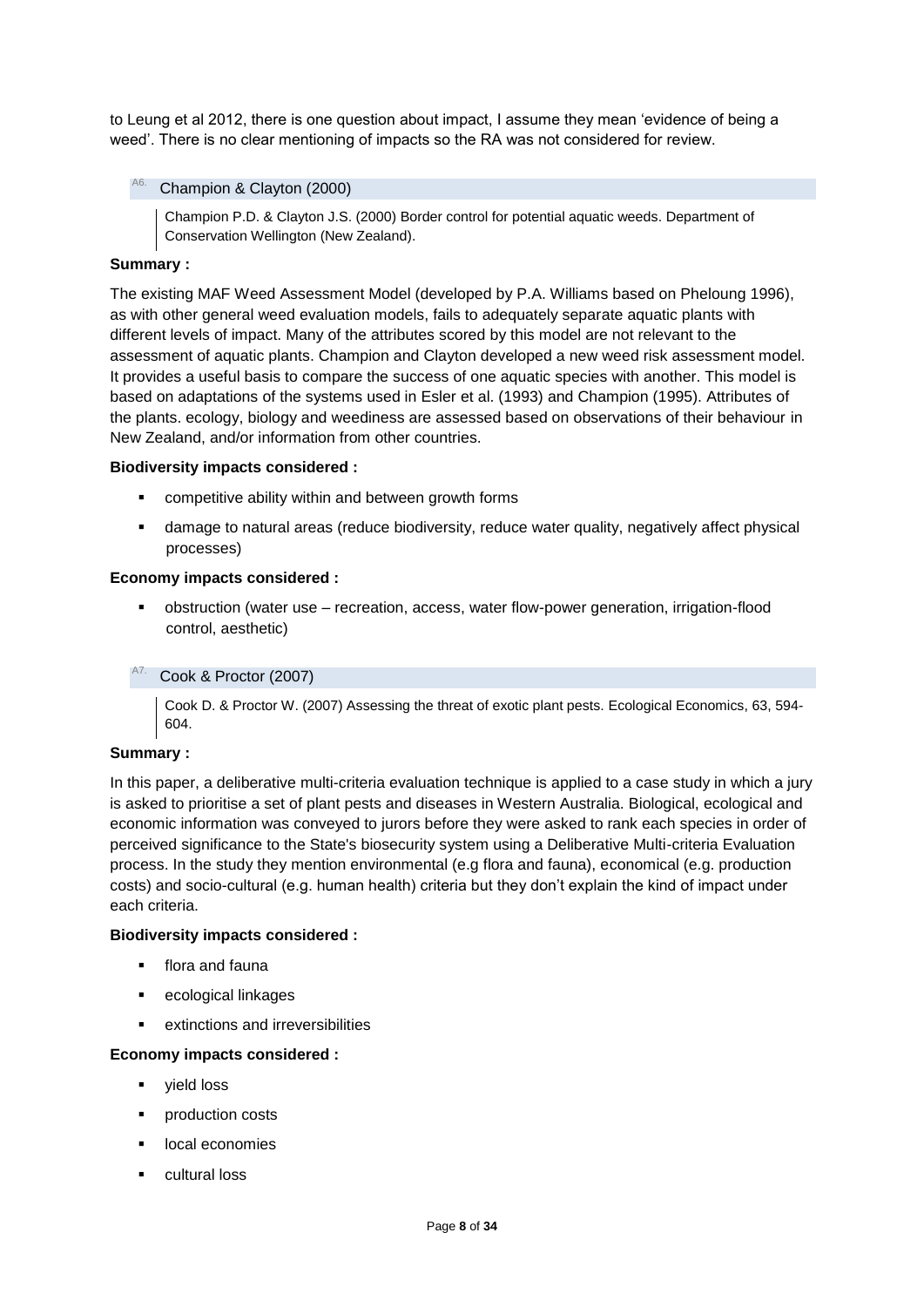to Leung et al 2012, there is one question about impact, I assume they mean 'evidence of being a weed'. There is no clear mentioning of impacts so the RA was not considered for review.

### A6. Champion & Clayton (2000)

> Champion P.D. & Clayton J.S. (2000) Border control for potential aquatic weeds. Department of Conservation Wellington (New Zealand).

**Summary :**

The existing MAF Weed Assessment Model (developed by P.A. Williams based on Pheloung 1996), as with other general weed evaluation models, fails to adequately separate aquatic plants with different levels of impact. Many of the attributes scored by this model are not relevant to the assessment of aquatic plants. Champion and Clayton developed a new weed risk assessment model. It provides a useful basis to compare the success of one aquatic species with another. This model is based on adaptations of the systems used in Esler et al. (1993) and Champion (1995). Attributes of the plants. ecology, biology and weediness are assessed based on observations of their behaviour in New Zealand, and/or information from other countries.

**Biodiversity impacts considered :**

- competitive ability within and between growth forms
- damage to natural areas (reduce biodiversity, reduce water quality, negatively affect physical processes)

**Economy impacts considered :**

- obstruction (water use – recreation, access, water flow-power generation, irrigation-flood control, aesthetic)

### A7. Cook & Proctor (2007)

> Cook D. & Proctor W. (2007) Assessing the threat of exotic plant pests. Ecological Economics, 63, 594-604.

**Summary :**

In this paper, a deliberative multi-criteria evaluation technique is applied to a case study in which a jury is asked to prioritise a set of plant pests and diseases in Western Australia. Biological, ecological and economic information was conveyed to jurors before they were asked to rank each species in order of perceived significance to the State's biosecurity system using a Deliberative Multi-criteria Evaluation process. In the study they mention environmental (e.g flora and fauna), economical (e.g. production costs) and socio-cultural (e.g. human health) criteria but they don't explain the kind of impact under each criteria.

**Biodiversity impacts considered :**

- flora and fauna
- ecological linkages
- extinctions and irreversibilities

**Economy impacts considered :**

- yield loss
- production costs
- local economies
- cultural loss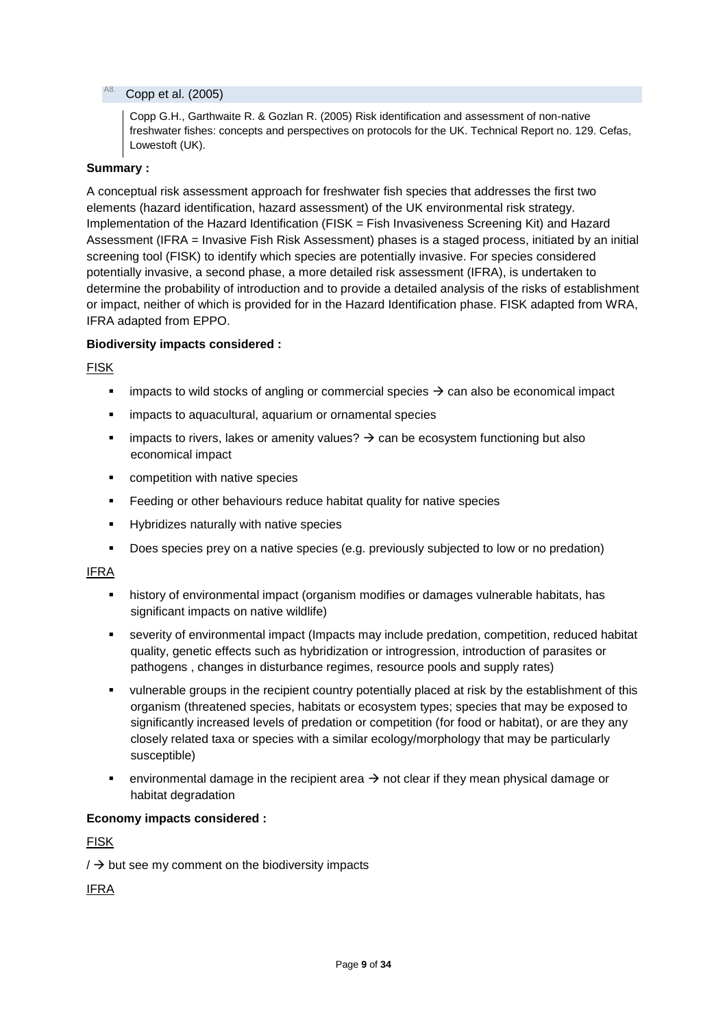### A8. Copp et al. (2005)

> Copp G.H., Garthwaite R. & Gozlan R. (2005) Risk identification and assessment of non-native freshwater fishes: concepts and perspectives on protocols for the UK. Technical Report no. 129. Cefas, Lowestoft (UK).

**Summary :**

A conceptual risk assessment approach for freshwater fish species that addresses the first two elements (hazard identification, hazard assessment) of the UK environmental risk strategy. Implementation of the Hazard Identification (FISK = Fish Invasiveness Screening Kit) and Hazard Assessment (IFRA = Invasive Fish Risk Assessment) phases is a staged process, initiated by an initial screening tool (FISK) to identify which species are potentially invasive. For species considered potentially invasive, a second phase, a more detailed risk assessment (IFRA), is undertaken to determine the probability of introduction and to provide a detailed analysis of the risks of establishment or impact, neither of which is provided for in the Hazard Identification phase. FISK adapted from WRA, IFRA adapted from EPPO.

**Biodiversity impacts considered :**

<u>FISK</u>

- impacts to wild stocks of angling or commercial species → can also be economical impact
- impacts to aquacultural, aquarium or ornamental species
- impacts to rivers, lakes or amenity values? → can be ecosystem functioning but also economical impact
- competition with native species
- Feeding or other behaviours reduce habitat quality for native species
- Hybridizes naturally with native species
- Does species prey on a native species (e.g. previously subjected to low or no predation)

<u>IFRA</u>

- history of environmental impact (organism modifies or damages vulnerable habitats, has significant impacts on native wildlife)
- severity of environmental impact (Impacts may include predation, competition, reduced habitat quality, genetic effects such as hybridization or introgression, introduction of parasites or pathogens , changes in disturbance regimes, resource pools and supply rates)
- vulnerable groups in the recipient country potentially placed at risk by the establishment of this organism (threatened species, habitats or ecosystem types; species that may be exposed to significantly increased levels of predation or competition (for food or habitat), or are they any closely related taxa or species with a similar ecology/morphology that may be particularly susceptible)
- environmental damage in the recipient area → not clear if they mean physical damage or habitat degradation

**Economy impacts considered :**

<u>FISK</u>

/ → but see my comment on the biodiversity impacts

<u>IFRA</u>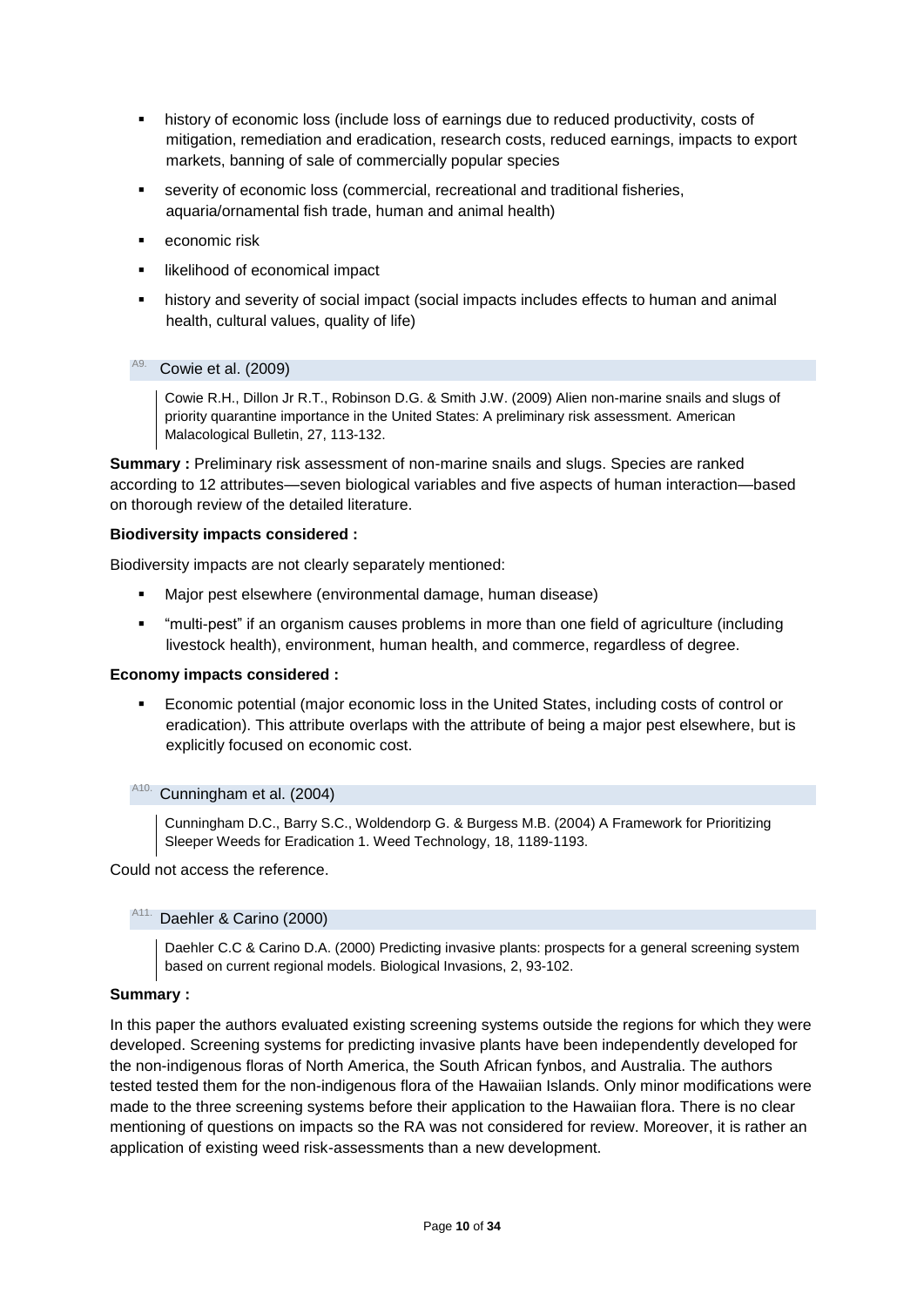- history of economic loss (include loss of earnings due to reduced productivity, costs of mitigation, remediation and eradication, research costs, reduced earnings, impacts to export markets, banning of sale of commercially popular species
- severity of economic loss (commercial, recreational and traditional fisheries, aquaria/ornamental fish trade, human and animal health)
- economic risk
- likelihood of economical impact
- history and severity of social impact (social impacts includes effects to human and animal health, cultural values, quality of life)

### A9. Cowie et al. (2009)

> Cowie R.H., Dillon Jr R.T., Robinson D.G. & Smith J.W. (2009) Alien non-marine snails and slugs of priority quarantine importance in the United States: A preliminary risk assessment. American Malacological Bulletin, 27, 113-132.

**Summary :** Preliminary risk assessment of non-marine snails and slugs. Species are ranked according to 12 attributes—seven biological variables and five aspects of human interaction—based on thorough review of the detailed literature.

**Biodiversity impacts considered :**

Biodiversity impacts are not clearly separately mentioned:

- Major pest elsewhere (environmental damage, human disease)
- "multi-pest" if an organism causes problems in more than one field of agriculture (including livestock health), environment, human health, and commerce, regardless of degree.

**Economy impacts considered :**

- Economic potential (major economic loss in the United States, including costs of control or eradication). This attribute overlaps with the attribute of being a major pest elsewhere, but is explicitly focused on economic cost.

### A10. Cunningham et al. (2004)

> Cunningham D.C., Barry S.C., Woldendorp G. & Burgess M.B. (2004) A Framework for Prioritizing Sleeper Weeds for Eradication 1. Weed Technology, 18, 1189-1193.

Could not access the reference.

### A11. Daehler & Carino (2000)

> Daehler C.C & Carino D.A. (2000) Predicting invasive plants: prospects for a general screening system based on current regional models. Biological Invasions, 2, 93-102.

**Summary :**

In this paper the authors evaluated existing screening systems outside the regions for which they were developed. Screening systems for predicting invasive plants have been independently developed for the non-indigenous floras of North America, the South African fynbos, and Australia. The authors tested tested them for the non-indigenous flora of the Hawaiian Islands. Only minor modifications were made to the three screening systems before their application to the Hawaiian flora. There is no clear mentioning of questions on impacts so the RA was not considered for review. Moreover, it is rather an application of existing weed risk-assessments than a new development.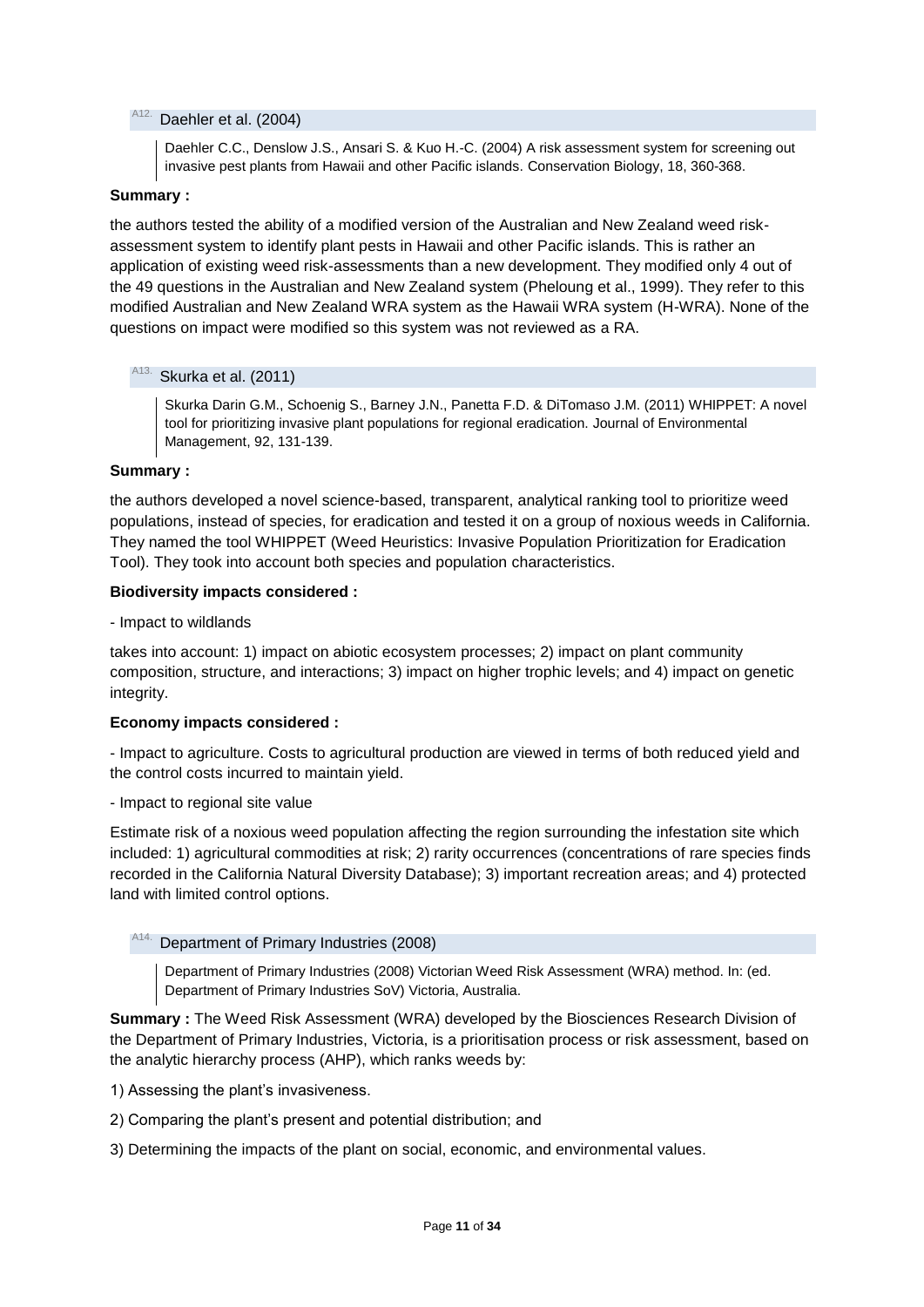### A12. Daehler et al. (2004)

> Daehler C.C., Denslow J.S., Ansari S. & Kuo H.-C. (2004) A risk assessment system for screening out invasive pest plants from Hawaii and other Pacific islands. Conservation Biology, 18, 360-368.

**Summary :**

the authors tested the ability of a modified version of the Australian and New Zealand weed risk-assessment system to identify plant pests in Hawaii and other Pacific islands. This is rather an application of existing weed risk-assessments than a new development. They modified only 4 out of the 49 questions in the Australian and New Zealand system (Pheloung et al., 1999). They refer to this modified Australian and New Zealand WRA system as the Hawaii WRA system (H-WRA). None of the questions on impact were modified so this system was not reviewed as a RA.

### A13. Skurka et al. (2011)

> Skurka Darin G.M., Schoenig S., Barney J.N., Panetta F.D. & DiTomaso J.M. (2011) WHIPPET: A novel tool for prioritizing invasive plant populations for regional eradication. Journal of Environmental Management, 92, 131-139.

**Summary :**

the authors developed a novel science-based, transparent, analytical ranking tool to prioritize weed populations, instead of species, for eradication and tested it on a group of noxious weeds in California. They named the tool WHIPPET (Weed Heuristics: Invasive Population Prioritization for Eradication Tool). They took into account both species and population characteristics.

**Biodiversity impacts considered :**

- Impact to wildlands

takes into account: 1) impact on abiotic ecosystem processes; 2) impact on plant community composition, structure, and interactions; 3) impact on higher trophic levels; and 4) impact on genetic integrity.

**Economy impacts considered :**

- Impact to agriculture. Costs to agricultural production are viewed in terms of both reduced yield and the control costs incurred to maintain yield.

- Impact to regional site value

Estimate risk of a noxious weed population affecting the region surrounding the infestation site which included: 1) agricultural commodities at risk; 2) rarity occurrences (concentrations of rare species finds recorded in the California Natural Diversity Database); 3) important recreation areas; and 4) protected land with limited control options.

### A14. Department of Primary Industries (2008)

> Department of Primary Industries (2008) Victorian Weed Risk Assessment (WRA) method. In: (ed. Department of Primary Industries SoV) Victoria, Australia.

**Summary :** The Weed Risk Assessment (WRA) developed by the Biosciences Research Division of the Department of Primary Industries, Victoria, is a prioritisation process or risk assessment, based on the analytic hierarchy process (AHP), which ranks weeds by:

1) Assessing the plant's invasiveness.

2) Comparing the plant's present and potential distribution; and

3) Determining the impacts of the plant on social, economic, and environmental values.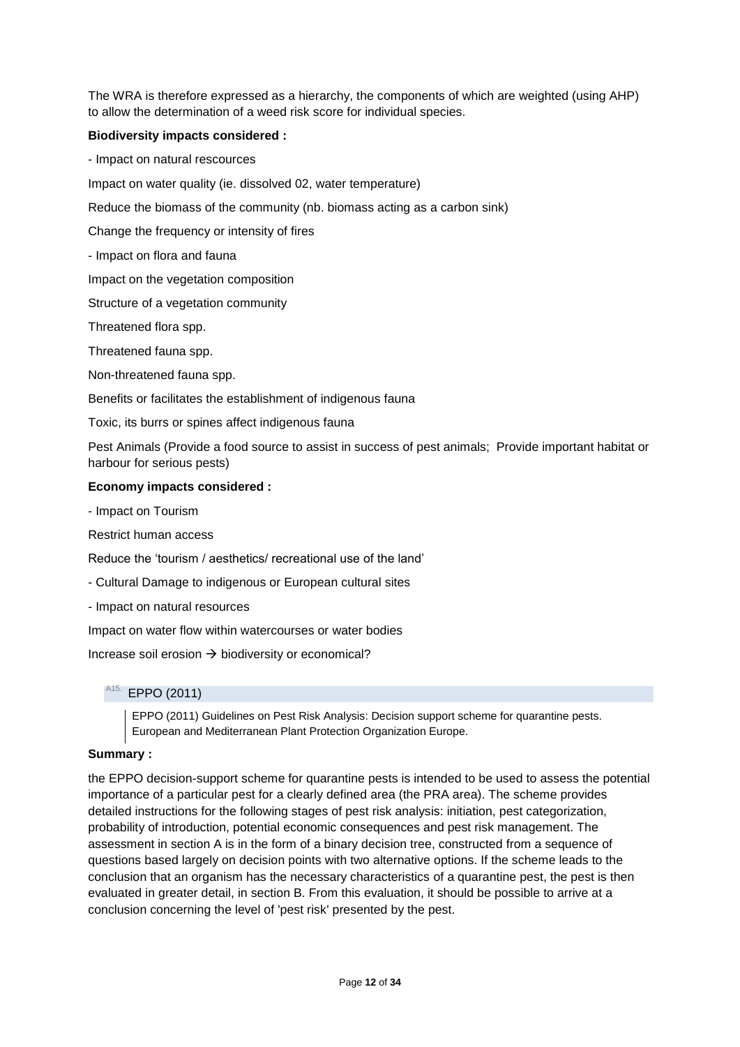The WRA is therefore expressed as a hierarchy, the components of which are weighted (using AHP) to allow the determination of a weed risk score for individual species.

**Biodiversity impacts considered :**

- Impact on natural rescources

Impact on water quality (ie. dissolved 02, water temperature)

Reduce the biomass of the community (nb. biomass acting as a carbon sink)

Change the frequency or intensity of fires

- Impact on flora and fauna

Impact on the vegetation composition

Structure of a vegetation community

Threatened flora spp.

Threatened fauna spp.

Non-threatened fauna spp.

Benefits or facilitates the establishment of indigenous fauna

Toxic, its burrs or spines affect indigenous fauna

Pest Animals (Provide a food source to assist in success of pest animals; Provide important habitat or harbour for serious pests)

**Economy impacts considered :**

- Impact on Tourism

Restrict human access

Reduce the 'tourism / aesthetics/ recreational use of the land'

- Cultural Damage to indigenous or European cultural sites

- Impact on natural resources

Impact on water flow within watercourses or water bodies

Increase soil erosion → biodiversity or economical?

### A15. EPPO (2011)

EPPO (2011) Guidelines on Pest Risk Analysis: Decision support scheme for quarantine pests. European and Mediterranean Plant Protection Organization Europe.

**Summary :**

the EPPO decision-support scheme for quarantine pests is intended to be used to assess the potential importance of a particular pest for a clearly defined area (the PRA area). The scheme provides detailed instructions for the following stages of pest risk analysis: initiation, pest categorization, probability of introduction, potential economic consequences and pest risk management. The assessment in section A is in the form of a binary decision tree, constructed from a sequence of questions based largely on decision points with two alternative options. If the scheme leads to the conclusion that an organism has the necessary characteristics of a quarantine pest, the pest is then evaluated in greater detail, in section B. From this evaluation, it should be possible to arrive at a conclusion concerning the level of 'pest risk' presented by the pest.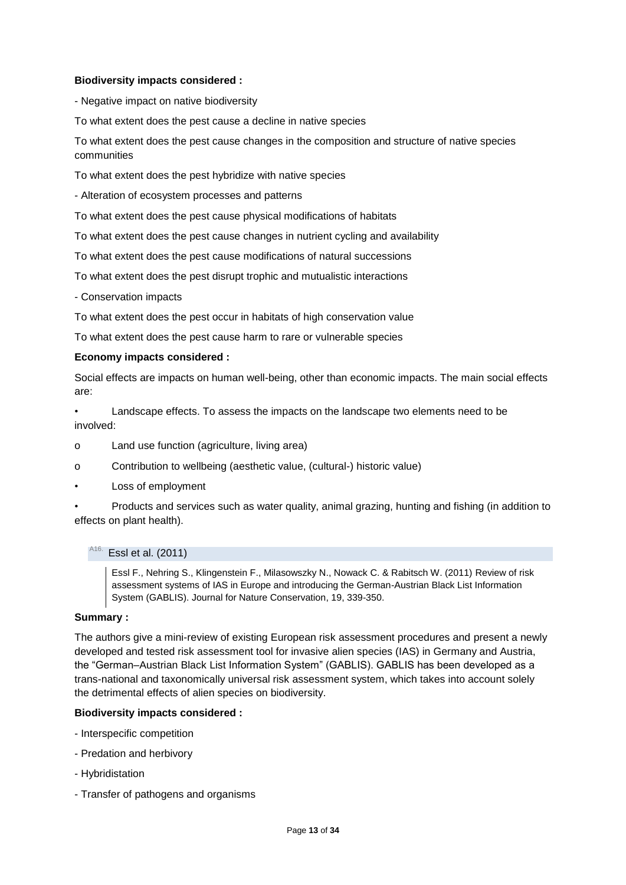**Biodiversity impacts considered :**

- Negative impact on native biodiversity

To what extent does the pest cause a decline in native species

To what extent does the pest cause changes in the composition and structure of native species communities

To what extent does the pest hybridize with native species

- Alteration of ecosystem processes and patterns

To what extent does the pest cause physical modifications of habitats

To what extent does the pest cause changes in nutrient cycling and availability

To what extent does the pest cause modifications of natural successions

To what extent does the pest disrupt trophic and mutualistic interactions

- Conservation impacts

To what extent does the pest occur in habitats of high conservation value

To what extent does the pest cause harm to rare or vulnerable species

**Economy impacts considered :**

Social effects are impacts on human well-being, other than economic impacts. The main social effects are:

• Landscape effects. To assess the impacts on the landscape two elements need to be involved:

o Land use function (agriculture, living area)

o Contribution to wellbeing (aesthetic value, (cultural-) historic value)

• Loss of employment

• Products and services such as water quality, animal grazing, hunting and fishing (in addition to effects on plant health).

### A16. Essl et al. (2011)

Essl F., Nehring S., Klingenstein F., Milasowszky N., Nowack C. & Rabitsch W. (2011) Review of risk assessment systems of IAS in Europe and introducing the German-Austrian Black List Information System (GABLIS). Journal for Nature Conservation, 19, 339-350.

**Summary :**

The authors give a mini-review of existing European risk assessment procedures and present a newly developed and tested risk assessment tool for invasive alien species (IAS) in Germany and Austria, the "German–Austrian Black List Information System" (GABLIS). GABLIS has been developed as a trans-national and taxonomically universal risk assessment system, which takes into account solely the detrimental effects of alien species on biodiversity.

**Biodiversity impacts considered :**

- Interspecific competition
- Predation and herbivory
- Hybridistation
- Transfer of pathogens and organisms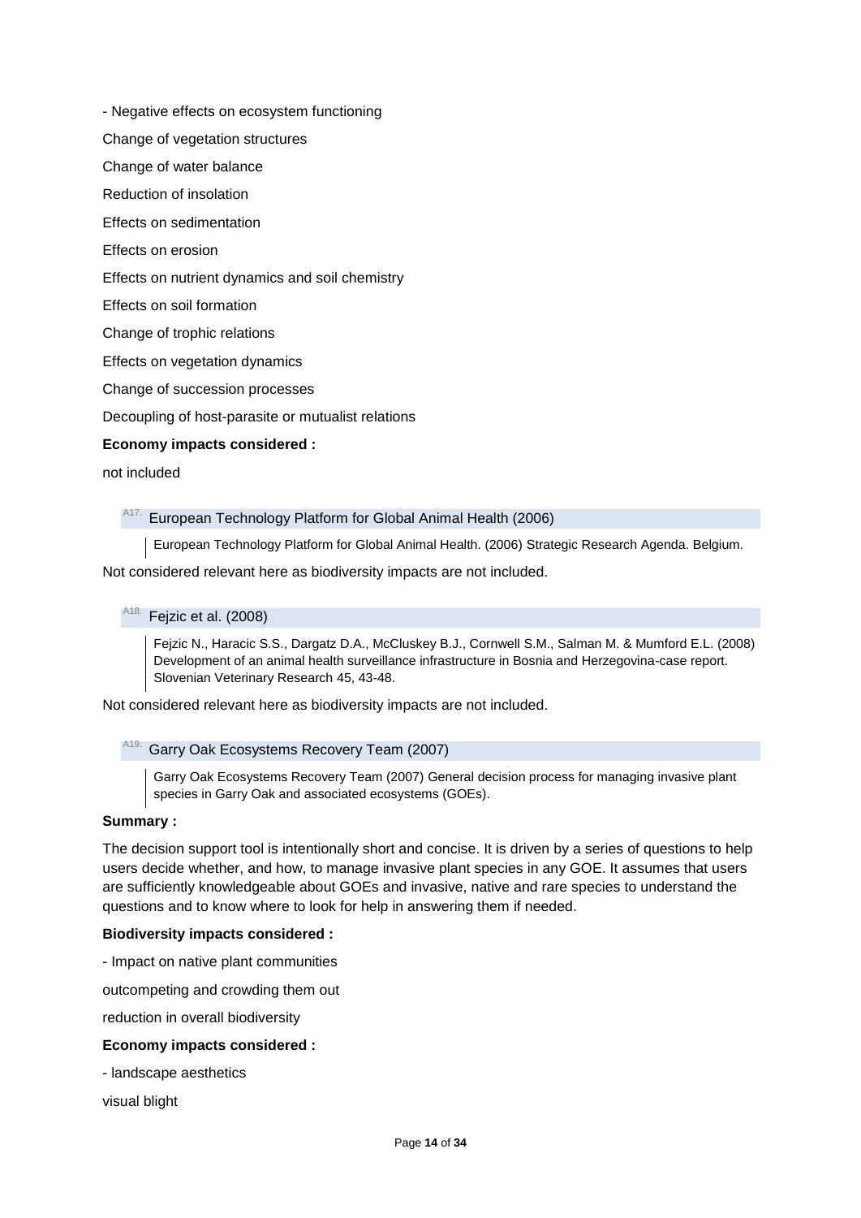- Negative effects on ecosystem functioning

Change of vegetation structures

Change of water balance

Reduction of insolation

Effects on sedimentation

Effects on erosion

Effects on nutrient dynamics and soil chemistry

Effects on soil formation

Change of trophic relations

Effects on vegetation dynamics

Change of succession processes

Decoupling of host-parasite or mutualist relations

**Economy impacts considered :**

not included

### A17. European Technology Platform for Global Animal Health (2006)

> European Technology Platform for Global Animal Health. (2006) Strategic Research Agenda. Belgium.

Not considered relevant here as biodiversity impacts are not included.

### A18. Fejzic et al. (2008)

> Fejzic N., Haracic S.S., Dargatz D.A., McCluskey B.J., Cornwell S.M., Salman M. & Mumford E.L. (2008) Development of an animal health surveillance infrastructure in Bosnia and Herzegovina-case report. Slovenian Veterinary Research 45, 43-48.

Not considered relevant here as biodiversity impacts are not included.

### A19. Garry Oak Ecosystems Recovery Team (2007)

> Garry Oak Ecosystems Recovery Team (2007) General decision process for managing invasive plant species in Garry Oak and associated ecosystems (GOEs).

**Summary :**

The decision support tool is intentionally short and concise. It is driven by a series of questions to help users decide whether, and how, to manage invasive plant species in any GOE. It assumes that users are sufficiently knowledgeable about GOEs and invasive, native and rare species to understand the questions and to know where to look for help in answering them if needed.

**Biodiversity impacts considered :**

- Impact on native plant communities

outcompeting and crowding them out

reduction in overall biodiversity

**Economy impacts considered :**

- landscape aesthetics

visual blight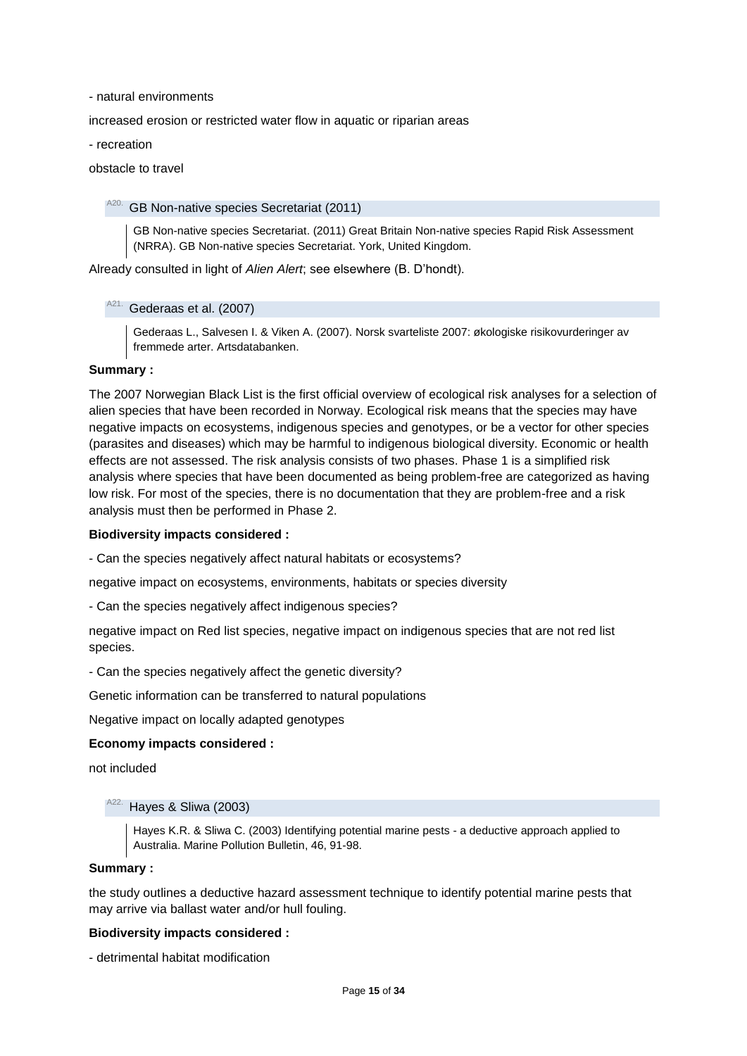- natural environments

increased erosion or restricted water flow in aquatic or riparian areas

- recreation

obstacle to travel

### A20. GB Non-native species Secretariat (2011)

> GB Non-native species Secretariat. (2011) Great Britain Non-native species Rapid Risk Assessment (NRRA). GB Non-native species Secretariat. York, United Kingdom.

Already consulted in light of *Alien Alert*; see elsewhere (B. D'hondt).

### A21. Gederaas et al. (2007)

> Gederaas L., Salvesen I. & Viken A. (2007). Norsk svarteliste 2007: økologiske risikovurderinger av fremmede arter. Artsdatabanken.

**Summary :**

The 2007 Norwegian Black List is the first official overview of ecological risk analyses for a selection of alien species that have been recorded in Norway. Ecological risk means that the species may have negative impacts on ecosystems, indigenous species and genotypes, or be a vector for other species (parasites and diseases) which may be harmful to indigenous biological diversity. Economic or health effects are not assessed. The risk analysis consists of two phases. Phase 1 is a simplified risk analysis where species that have been documented as being problem-free are categorized as having low risk. For most of the species, there is no documentation that they are problem-free and a risk analysis must then be performed in Phase 2.

**Biodiversity impacts considered :**

- Can the species negatively affect natural habitats or ecosystems?

negative impact on ecosystems, environments, habitats or species diversity

- Can the species negatively affect indigenous species?

negative impact on Red list species, negative impact on indigenous species that are not red list species.

- Can the species negatively affect the genetic diversity?

Genetic information can be transferred to natural populations

Negative impact on locally adapted genotypes

**Economy impacts considered :**

not included

### A22. Hayes & Sliwa (2003)

> Hayes K.R. & Sliwa C. (2003) Identifying potential marine pests - a deductive approach applied to Australia. Marine Pollution Bulletin, 46, 91-98.

**Summary :**

the study outlines a deductive hazard assessment technique to identify potential marine pests that may arrive via ballast water and/or hull fouling.

**Biodiversity impacts considered :**

- detrimental habitat modification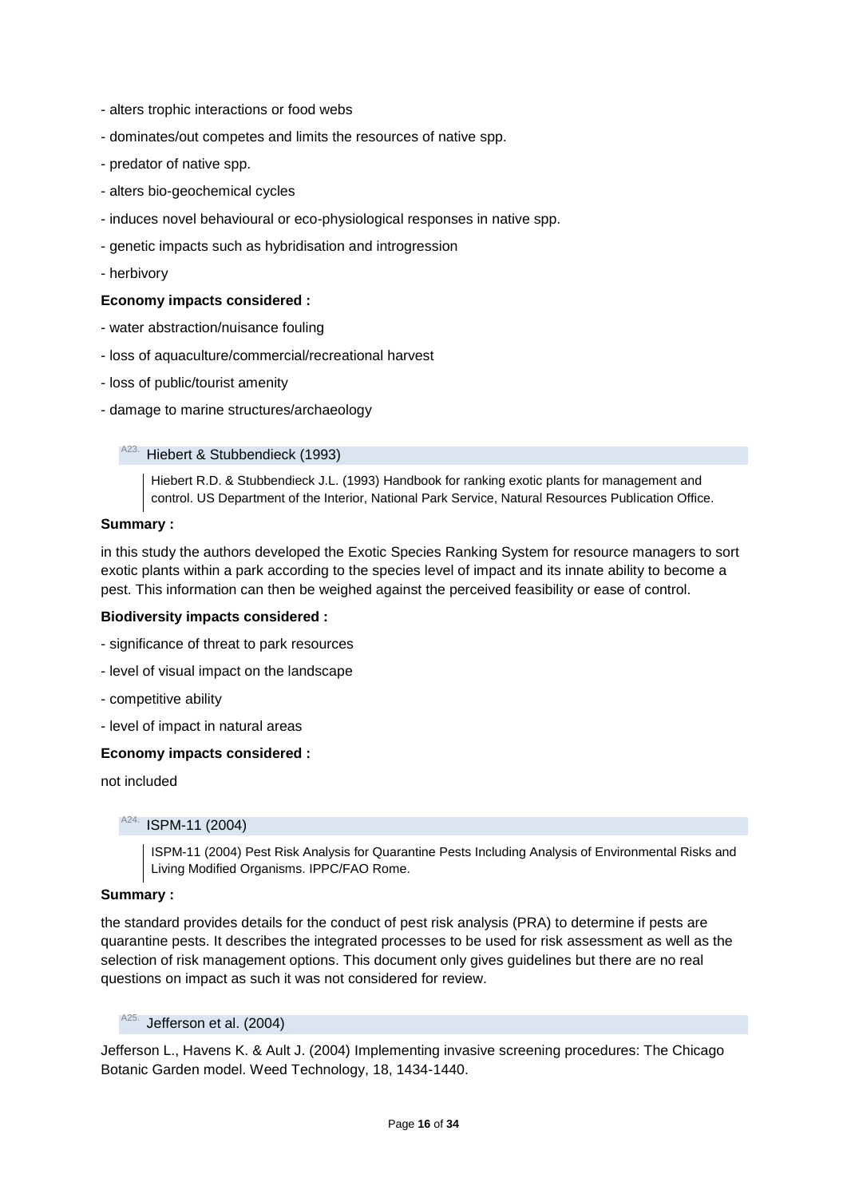- alters trophic interactions or food webs

- dominates/out competes and limits the resources of native spp.

- predator of native spp.

- alters bio-geochemical cycles

- induces novel behavioural or eco-physiological responses in native spp.

- genetic impacts such as hybridisation and introgression

- herbivory

**Economy impacts considered :**

- water abstraction/nuisance fouling

- loss of aquaculture/commercial/recreational harvest

- loss of public/tourist amenity

- damage to marine structures/archaeology

### A23. Hiebert & Stubbendieck (1993)

> Hiebert R.D. & Stubbendieck J.L. (1993) Handbook for ranking exotic plants for management and control. US Department of the Interior, National Park Service, Natural Resources Publication Office.

**Summary :**

in this study the authors developed the Exotic Species Ranking System for resource managers to sort exotic plants within a park according to the species level of impact and its innate ability to become a pest. This information can then be weighed against the perceived feasibility or ease of control.

**Biodiversity impacts considered :**

- significance of threat to park resources

- level of visual impact on the landscape

- competitive ability

- level of impact in natural areas

**Economy impacts considered :**

not included

### A24. ISPM-11 (2004)

> ISPM-11 (2004) Pest Risk Analysis for Quarantine Pests Including Analysis of Environmental Risks and Living Modified Organisms. IPPC/FAO Rome.

**Summary :**

the standard provides details for the conduct of pest risk analysis (PRA) to determine if pests are quarantine pests. It describes the integrated processes to be used for risk assessment as well as the selection of risk management options. This document only gives guidelines but there are no real questions on impact as such it was not considered for review.

### A25. Jefferson et al. (2004)

Jefferson L., Havens K. & Ault J. (2004) Implementing invasive screening procedures: The Chicago Botanic Garden model. Weed Technology, 18, 1434-1440.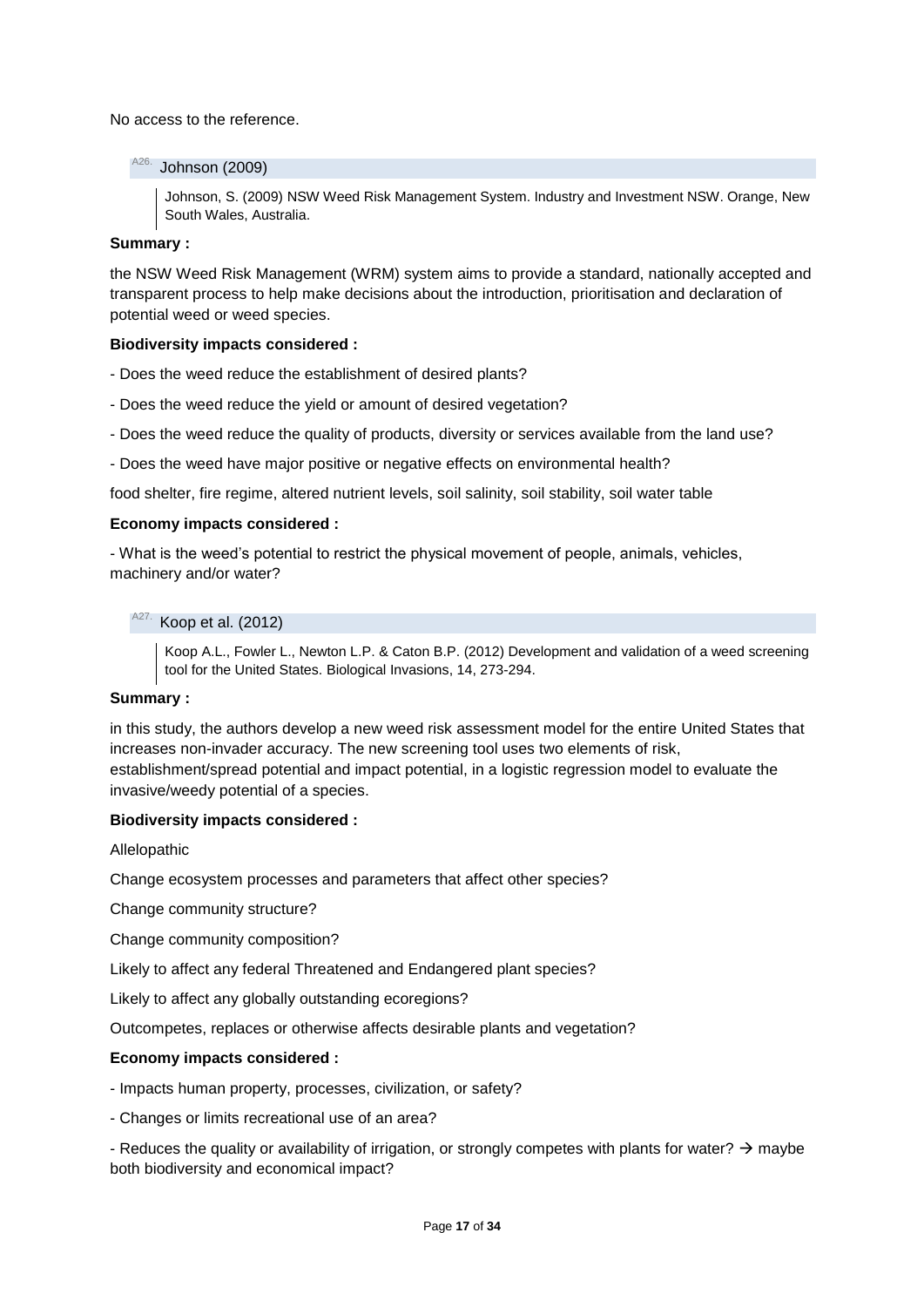No access to the reference.

### A26. Johnson (2009)

> Johnson, S. (2009) NSW Weed Risk Management System. Industry and Investment NSW. Orange, New South Wales, Australia.

**Summary :**

the NSW Weed Risk Management (WRM) system aims to provide a standard, nationally accepted and transparent process to help make decisions about the introduction, prioritisation and declaration of potential weed or weed species.

**Biodiversity impacts considered :**

- Does the weed reduce the establishment of desired plants?
- Does the weed reduce the yield or amount of desired vegetation?
- Does the weed reduce the quality of products, diversity or services available from the land use?
- Does the weed have major positive or negative effects on environmental health?

food shelter, fire regime, altered nutrient levels, soil salinity, soil stability, soil water table

**Economy impacts considered :**

- What is the weed's potential to restrict the physical movement of people, animals, vehicles, machinery and/or water?

### A27. Koop et al. (2012)

> Koop A.L., Fowler L., Newton L.P. & Caton B.P. (2012) Development and validation of a weed screening tool for the United States. Biological Invasions, 14, 273-294.

**Summary :**

in this study, the authors develop a new weed risk assessment model for the entire United States that increases non-invader accuracy. The new screening tool uses two elements of risk, establishment/spread potential and impact potential, in a logistic regression model to evaluate the invasive/weedy potential of a species.

**Biodiversity impacts considered :**

Allelopathic

Change ecosystem processes and parameters that affect other species?

Change community structure?

Change community composition?

Likely to affect any federal Threatened and Endangered plant species?

Likely to affect any globally outstanding ecoregions?

Outcompetes, replaces or otherwise affects desirable plants and vegetation?

**Economy impacts considered :**

- Impacts human property, processes, civilization, or safety?
- Changes or limits recreational use of an area?
- Reduces the quality or availability of irrigation, or strongly competes with plants for water? → maybe both biodiversity and economical impact?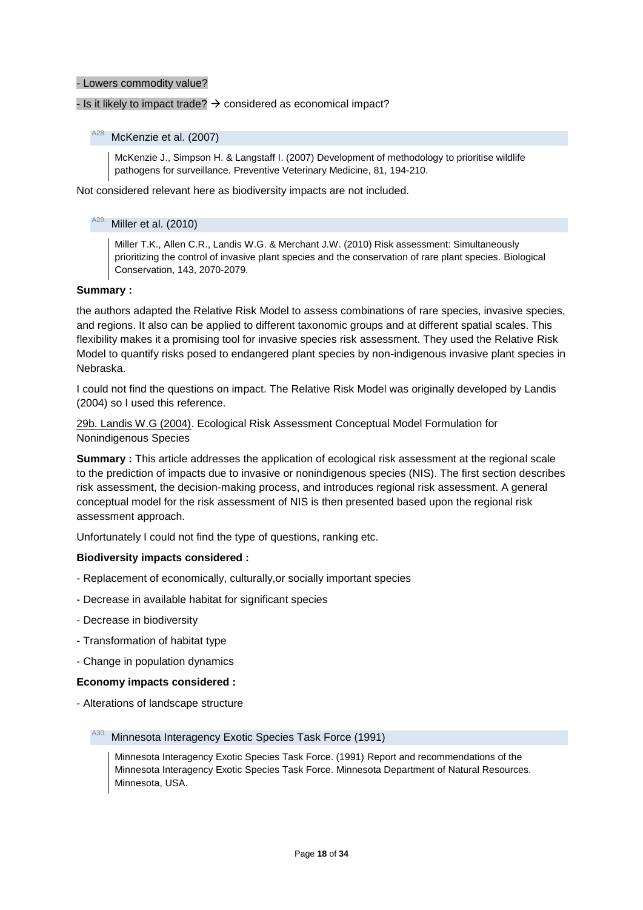- Lowers commodity value?

- Is it likely to impact trade? → considered as economical impact?

### A28. McKenzie et al. (2007)

> McKenzie J., Simpson H. & Langstaff I. (2007) Development of methodology to prioritise wildlife pathogens for surveillance. Preventive Veterinary Medicine, 81, 194-210.

Not considered relevant here as biodiversity impacts are not included.

### A29. Miller et al. (2010)

> Miller T.K., Allen C.R., Landis W.G. & Merchant J.W. (2010) Risk assessment: Simultaneously prioritizing the control of invasive plant species and the conservation of rare plant species. Biological Conservation, 143, 2070-2079.

**Summary :**

the authors adapted the Relative Risk Model to assess combinations of rare species, invasive species, and regions. It also can be applied to different taxonomic groups and at different spatial scales. This flexibility makes it a promising tool for invasive species risk assessment. They used the Relative Risk Model to quantify risks posed to endangered plant species by non-indigenous invasive plant species in Nebraska.

I could not find the questions on impact. The Relative Risk Model was originally developed by Landis (2004) so I used this reference.

29b. Landis W.G (2004). Ecological Risk Assessment Conceptual Model Formulation for Nonindigenous Species

**Summary :** This article addresses the application of ecological risk assessment at the regional scale to the prediction of impacts due to invasive or nonindigenous species (NIS). The first section describes risk assessment, the decision-making process, and introduces regional risk assessment. A general conceptual model for the risk assessment of NIS is then presented based upon the regional risk assessment approach.

Unfortunately I could not find the type of questions, ranking etc.

**Biodiversity impacts considered :**

- Replacement of economically, culturally,or socially important species

- Decrease in available habitat for significant species

- Decrease in biodiversity

- Transformation of habitat type

- Change in population dynamics

**Economy impacts considered :**

- Alterations of landscape structure

### A30. Minnesota Interagency Exotic Species Task Force (1991)

> Minnesota Interagency Exotic Species Task Force. (1991) Report and recommendations of the Minnesota Interagency Exotic Species Task Force. Minnesota Department of Natural Resources. Minnesota, USA.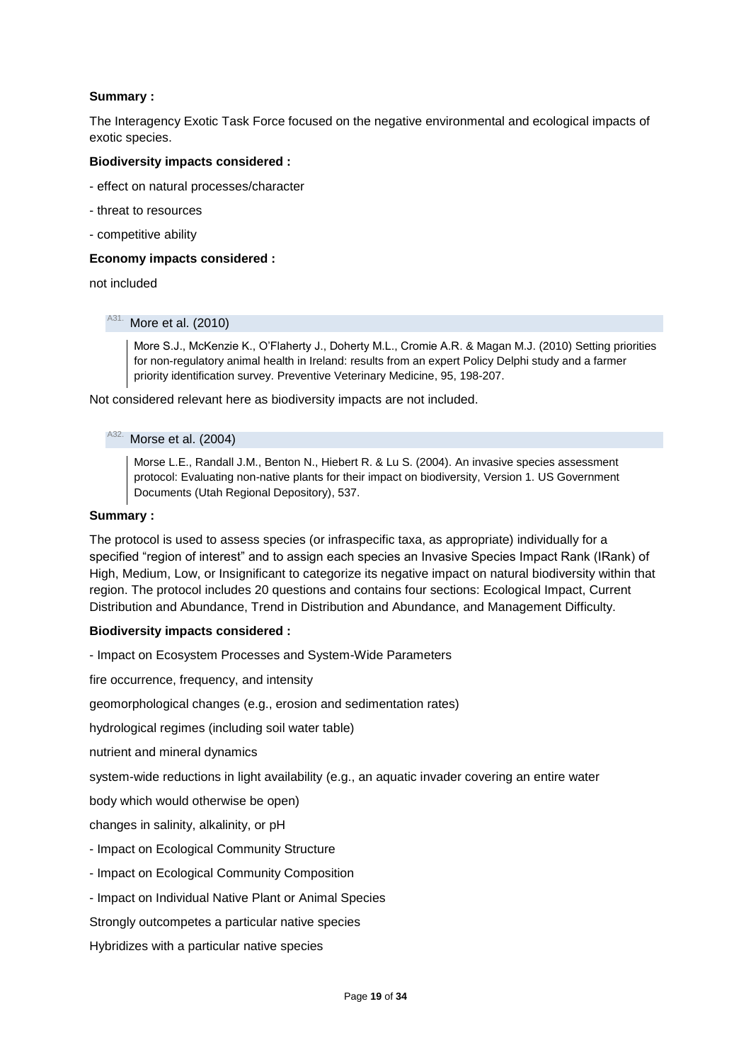**Summary :**

The Interagency Exotic Task Force focused on the negative environmental and ecological impacts of exotic species.

**Biodiversity impacts considered :**

- effect on natural processes/character
- threat to resources
- competitive ability

**Economy impacts considered :**

not included

### A31. More et al. (2010)

> More S.J., McKenzie K., O'Flaherty J., Doherty M.L., Cromie A.R. & Magan M.J. (2010) Setting priorities for non-regulatory animal health in Ireland: results from an expert Policy Delphi study and a farmer priority identification survey. Preventive Veterinary Medicine, 95, 198-207.

Not considered relevant here as biodiversity impacts are not included.

### A32. Morse et al. (2004)

> Morse L.E., Randall J.M., Benton N., Hiebert R. & Lu S. (2004). An invasive species assessment protocol: Evaluating non-native plants for their impact on biodiversity, Version 1. US Government Documents (Utah Regional Depository), 537.

**Summary :**

The protocol is used to assess species (or infraspecific taxa, as appropriate) individually for a specified "region of interest" and to assign each species an Invasive Species Impact Rank (IRank) of High, Medium, Low, or Insignificant to categorize its negative impact on natural biodiversity within that region. The protocol includes 20 questions and contains four sections: Ecological Impact, Current Distribution and Abundance, Trend in Distribution and Abundance, and Management Difficulty.

**Biodiversity impacts considered :**

- Impact on Ecosystem Processes and System-Wide Parameters

fire occurrence, frequency, and intensity

geomorphological changes (e.g., erosion and sedimentation rates)

hydrological regimes (including soil water table)

nutrient and mineral dynamics

system-wide reductions in light availability (e.g., an aquatic invader covering an entire water

body which would otherwise be open)

changes in salinity, alkalinity, or pH

- Impact on Ecological Community Structure
- Impact on Ecological Community Composition
- Impact on Individual Native Plant or Animal Species

Strongly outcompetes a particular native species

Hybridizes with a particular native species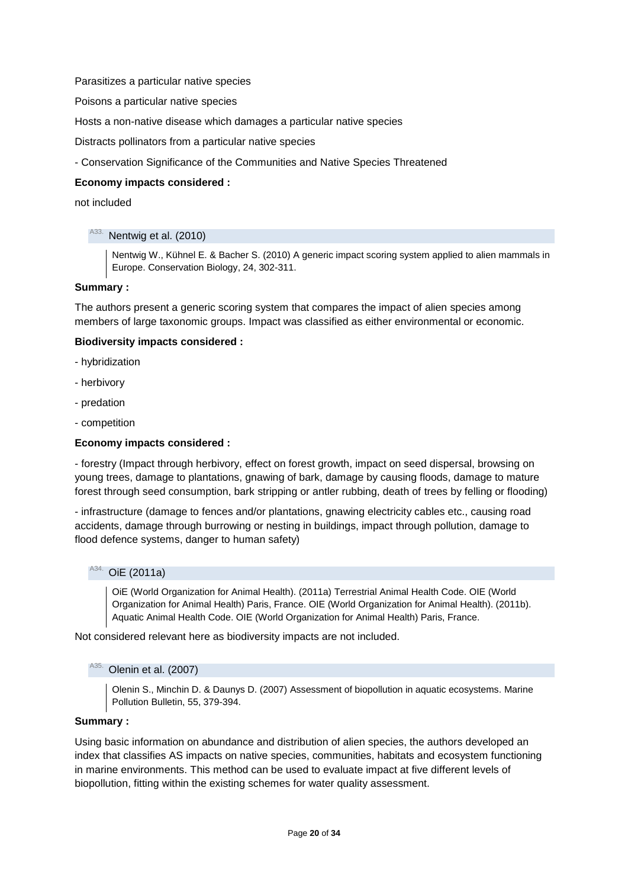Parasitizes a particular native species

Poisons a particular native species

Hosts a non-native disease which damages a particular native species

Distracts pollinators from a particular native species

- Conservation Significance of the Communities and Native Species Threatened

**Economy impacts considered :**

not included

### A33. Nentwig et al. (2010)

> Nentwig W., Kühnel E. & Bacher S. (2010) A generic impact scoring system applied to alien mammals in Europe. Conservation Biology, 24, 302-311.

**Summary :**

The authors present a generic scoring system that compares the impact of alien species among members of large taxonomic groups. Impact was classified as either environmental or economic.

**Biodiversity impacts considered :**

- hybridization
- herbivory
- predation
- competition

**Economy impacts considered :**

- forestry (Impact through herbivory, effect on forest growth, impact on seed dispersal, browsing on young trees, damage to plantations, gnawing of bark, damage by causing floods, damage to mature forest through seed consumption, bark stripping or antler rubbing, death of trees by felling or flooding)
- infrastructure (damage to fences and/or plantations, gnawing electricity cables etc., causing road accidents, damage through burrowing or nesting in buildings, impact through pollution, damage to flood defence systems, danger to human safety)

### A34. OiE (2011a)

> OiE (World Organization for Animal Health). (2011a) Terrestrial Animal Health Code. OIE (World Organization for Animal Health) Paris, France. OIE (World Organization for Animal Health). (2011b). Aquatic Animal Health Code. OIE (World Organization for Animal Health) Paris, France.

Not considered relevant here as biodiversity impacts are not included.

### A35. Olenin et al. (2007)

> Olenin S., Minchin D. & Daunys D. (2007) Assessment of biopollution in aquatic ecosystems. Marine Pollution Bulletin, 55, 379-394.

**Summary :**

Using basic information on abundance and distribution of alien species, the authors developed an index that classifies AS impacts on native species, communities, habitats and ecosystem functioning in marine environments. This method can be used to evaluate impact at five different levels of biopollution, fitting within the existing schemes for water quality assessment.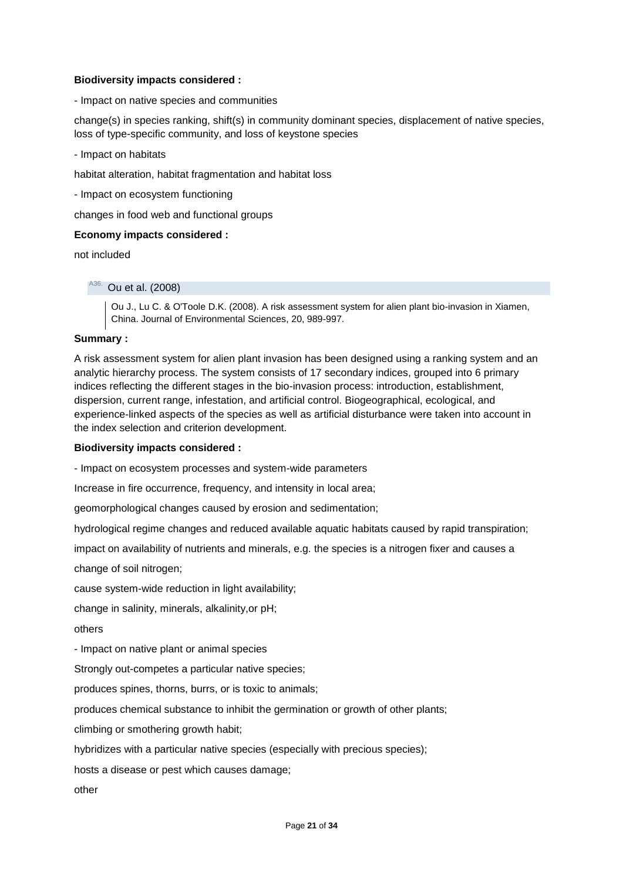**Biodiversity impacts considered :**

- Impact on native species and communities

change(s) in species ranking, shift(s) in community dominant species, displacement of native species, loss of type-specific community, and loss of keystone species

- Impact on habitats

habitat alteration, habitat fragmentation and habitat loss

- Impact on ecosystem functioning

changes in food web and functional groups

**Economy impacts considered :**

not included

### A36. Ou et al. (2008)

> Ou J., Lu C. & O'Toole D.K. (2008). A risk assessment system for alien plant bio-invasion in Xiamen, China. Journal of Environmental Sciences, 20, 989-997.

**Summary :**

A risk assessment system for alien plant invasion has been designed using a ranking system and an analytic hierarchy process. The system consists of 17 secondary indices, grouped into 6 primary indices reflecting the different stages in the bio-invasion process: introduction, establishment, dispersion, current range, infestation, and artificial control. Biogeographical, ecological, and experience-linked aspects of the species as well as artificial disturbance were taken into account in the index selection and criterion development.

**Biodiversity impacts considered :**

- Impact on ecosystem processes and system-wide parameters

Increase in fire occurrence, frequency, and intensity in local area;

geomorphological changes caused by erosion and sedimentation;

hydrological regime changes and reduced available aquatic habitats caused by rapid transpiration;

impact on availability of nutrients and minerals, e.g. the species is a nitrogen fixer and causes a

change of soil nitrogen;

cause system-wide reduction in light availability;

change in salinity, minerals, alkalinity,or pH;

others

- Impact on native plant or animal species

Strongly out-competes a particular native species;

produces spines, thorns, burrs, or is toxic to animals;

produces chemical substance to inhibit the germination or growth of other plants;

climbing or smothering growth habit;

hybridizes with a particular native species (especially with precious species);

hosts a disease or pest which causes damage;

other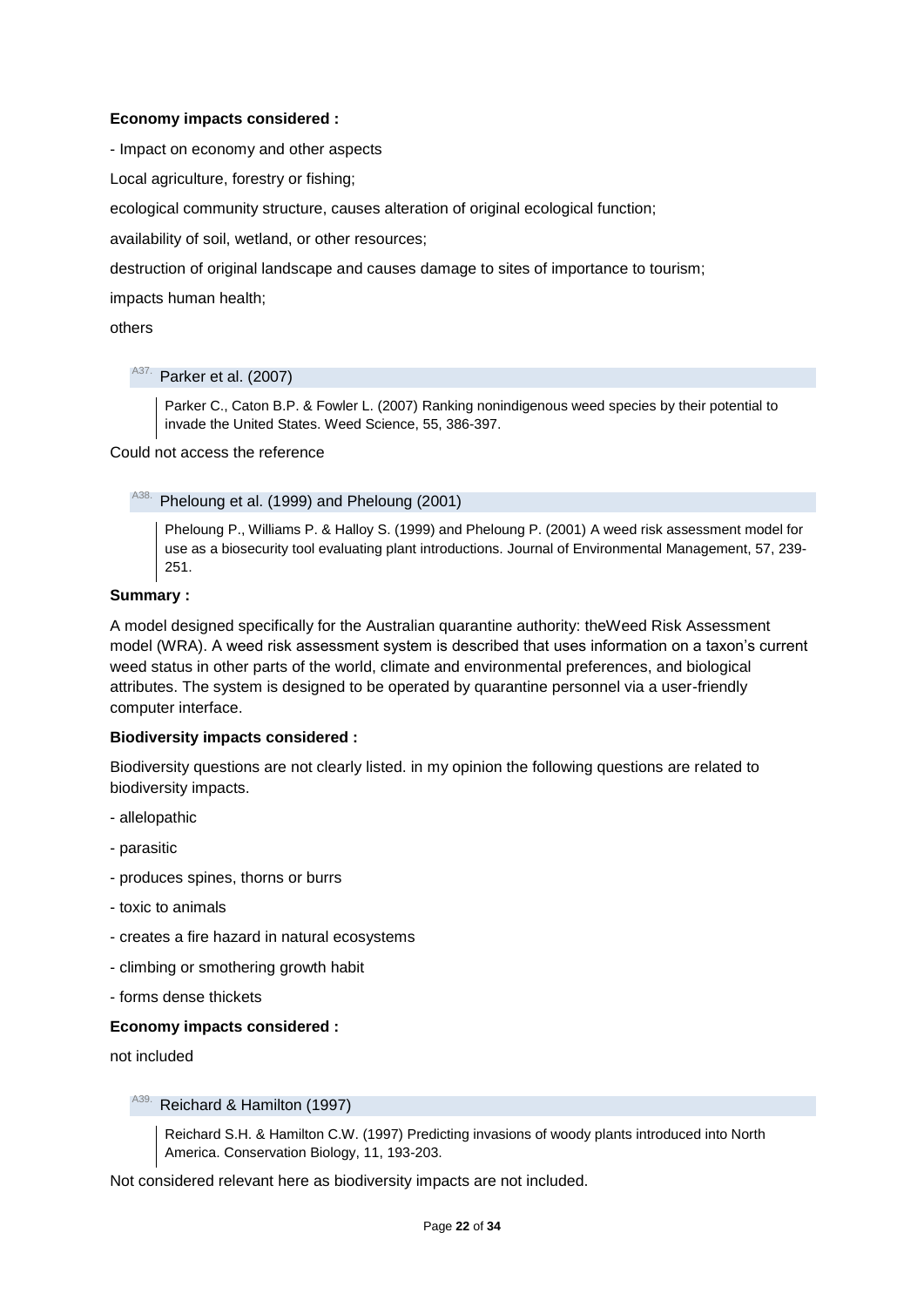**Economy impacts considered :**

- Impact on economy and other aspects

Local agriculture, forestry or fishing;

ecological community structure, causes alteration of original ecological function;

availability of soil, wetland, or other resources;

destruction of original landscape and causes damage to sites of importance to tourism;

impacts human health;

others

### A37. Parker et al. (2007)

Parker C., Caton B.P. & Fowler L. (2007) Ranking nonindigenous weed species by their potential to invade the United States. Weed Science, 55, 386-397.

Could not access the reference

### A38. Pheloung et al. (1999) and Pheloung (2001)

Pheloung P., Williams P. & Halloy S. (1999) and Pheloung P. (2001) A weed risk assessment model for use as a biosecurity tool evaluating plant introductions. Journal of Environmental Management, 57, 239-251.

**Summary :**

A model designed specifically for the Australian quarantine authority: theWeed Risk Assessment model (WRA). A weed risk assessment system is described that uses information on a taxon's current weed status in other parts of the world, climate and environmental preferences, and biological attributes. The system is designed to be operated by quarantine personnel via a user-friendly computer interface.

**Biodiversity impacts considered :**

Biodiversity questions are not clearly listed. in my opinion the following questions are related to biodiversity impacts.

- allelopathic
- parasitic
- produces spines, thorns or burrs
- toxic to animals
- creates a fire hazard in natural ecosystems
- climbing or smothering growth habit
- forms dense thickets

**Economy impacts considered :**

not included

### A39. Reichard & Hamilton (1997)

Reichard S.H. & Hamilton C.W. (1997) Predicting invasions of woody plants introduced into North America. Conservation Biology, 11, 193-203.

Not considered relevant here as biodiversity impacts are not included.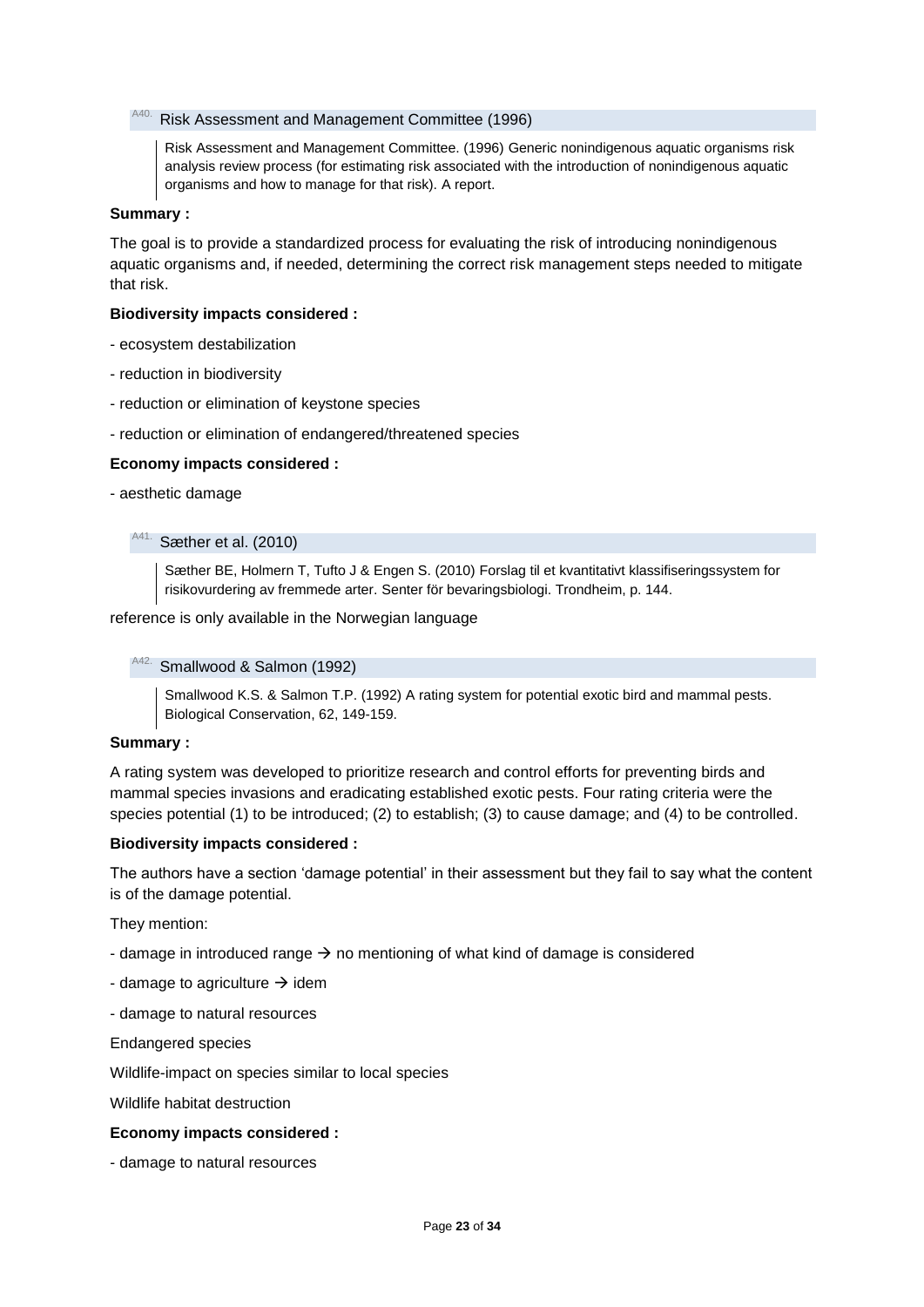### A40. Risk Assessment and Management Committee (1996)

> Risk Assessment and Management Committee. (1996) Generic nonindigenous aquatic organisms risk analysis review process (for estimating risk associated with the introduction of nonindigenous aquatic organisms and how to manage for that risk). A report.

**Summary :**

The goal is to provide a standardized process for evaluating the risk of introducing nonindigenous aquatic organisms and, if needed, determining the correct risk management steps needed to mitigate that risk.

**Biodiversity impacts considered :**

- ecosystem destabilization
- reduction in biodiversity
- reduction or elimination of keystone species
- reduction or elimination of endangered/threatened species

**Economy impacts considered :**

- aesthetic damage

### A41. Sæther et al. (2010)

> Sæther BE, Holmern T, Tufto J & Engen S. (2010) Forslag til et kvantitativt klassifiseringssystem for risikovurdering av fremmede arter. Senter för bevaringsbiologi. Trondheim, p. 144.

reference is only available in the Norwegian language

### A42. Smallwood & Salmon (1992)

> Smallwood K.S. & Salmon T.P. (1992) A rating system for potential exotic bird and mammal pests. Biological Conservation, 62, 149-159.

**Summary :**

A rating system was developed to prioritize research and control efforts for preventing birds and mammal species invasions and eradicating established exotic pests. Four rating criteria were the species potential (1) to be introduced; (2) to establish; (3) to cause damage; and (4) to be controlled.

**Biodiversity impacts considered :**

The authors have a section 'damage potential' in their assessment but they fail to say what the content is of the damage potential.

They mention:

- damage in introduced range → no mentioning of what kind of damage is considered
- damage to agriculture → idem
- damage to natural resources

Endangered species

Wildlife-impact on species similar to local species

Wildlife habitat destruction

**Economy impacts considered :**

- damage to natural resources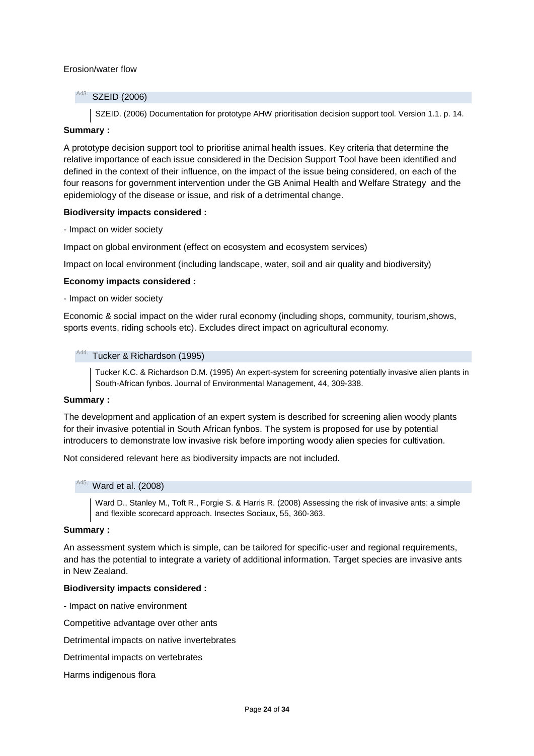Erosion/water flow

### A43. SZEID (2006)

> SZEID. (2006) Documentation for prototype AHW prioritisation decision support tool. Version 1.1. p. 14.

**Summary :**

A prototype decision support tool to prioritise animal health issues. Key criteria that determine the relative importance of each issue considered in the Decision Support Tool have been identified and defined in the context of their influence, on the impact of the issue being considered, on each of the four reasons for government intervention under the GB Animal Health and Welfare Strategy and the epidemiology of the disease or issue, and risk of a detrimental change.

**Biodiversity impacts considered :**

- Impact on wider society

Impact on global environment (effect on ecosystem and ecosystem services)

Impact on local environment (including landscape, water, soil and air quality and biodiversity)

**Economy impacts considered :**

- Impact on wider society

Economic & social impact on the wider rural economy (including shops, community, tourism,shows, sports events, riding schools etc). Excludes direct impact on agricultural economy.

### A44. Tucker & Richardson (1995)

> Tucker K.C. & Richardson D.M. (1995) An expert-system for screening potentially invasive alien plants in South-African fynbos. Journal of Environmental Management, 44, 309-338.

**Summary :**

The development and application of an expert system is described for screening alien woody plants for their invasive potential in South African fynbos. The system is proposed for use by potential introducers to demonstrate low invasive risk before importing woody alien species for cultivation.

Not considered relevant here as biodiversity impacts are not included.

### A45. Ward et al. (2008)

> Ward D., Stanley M., Toft R., Forgie S. & Harris R. (2008) Assessing the risk of invasive ants: a simple and flexible scorecard approach. Insectes Sociaux, 55, 360-363.

**Summary :**

An assessment system which is simple, can be tailored for specific-user and regional requirements, and has the potential to integrate a variety of additional information. Target species are invasive ants in New Zealand.

**Biodiversity impacts considered :**

- Impact on native environment

Competitive advantage over other ants

Detrimental impacts on native invertebrates

Detrimental impacts on vertebrates

Harms indigenous flora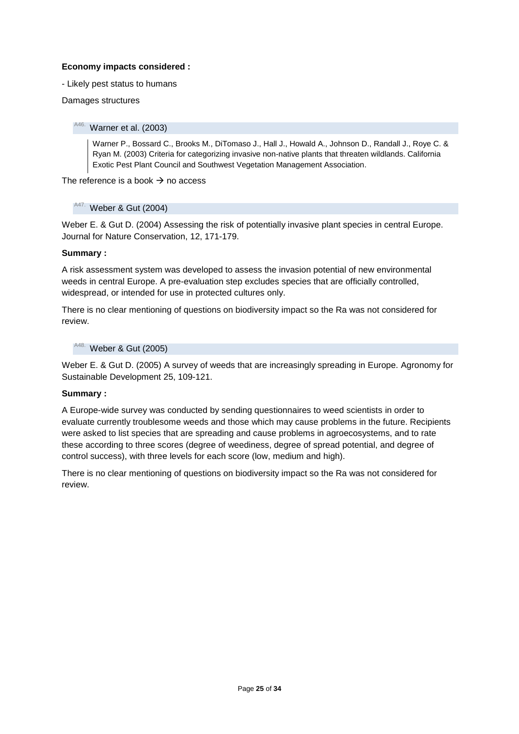**Economy impacts considered :**

- Likely pest status to humans

Damages structures

### A46. Warner et al. (2003)

> Warner P., Bossard C., Brooks M., DiTomaso J., Hall J., Howald A., Johnson D., Randall J., Roye C. & Ryan M. (2003) Criteria for categorizing invasive non-native plants that threaten wildlands. California Exotic Pest Plant Council and Southwest Vegetation Management Association.

The reference is a book → no access

### A47. Weber & Gut (2004)

Weber E. & Gut D. (2004) Assessing the risk of potentially invasive plant species in central Europe. Journal for Nature Conservation, 12, 171-179.

**Summary :**

A risk assessment system was developed to assess the invasion potential of new environmental weeds in central Europe. A pre-evaluation step excludes species that are officially controlled, widespread, or intended for use in protected cultures only.

There is no clear mentioning of questions on biodiversity impact so the Ra was not considered for review.

### A48. Weber & Gut (2005)

Weber E. & Gut D. (2005) A survey of weeds that are increasingly spreading in Europe. Agronomy for Sustainable Development 25, 109-121.

**Summary :**

A Europe-wide survey was conducted by sending questionnaires to weed scientists in order to evaluate currently troublesome weeds and those which may cause problems in the future. Recipients were asked to list species that are spreading and cause problems in agroecosystems, and to rate these according to three scores (degree of weediness, degree of spread potential, and degree of control success), with three levels for each score (low, medium and high).

There is no clear mentioning of questions on biodiversity impact so the Ra was not considered for review.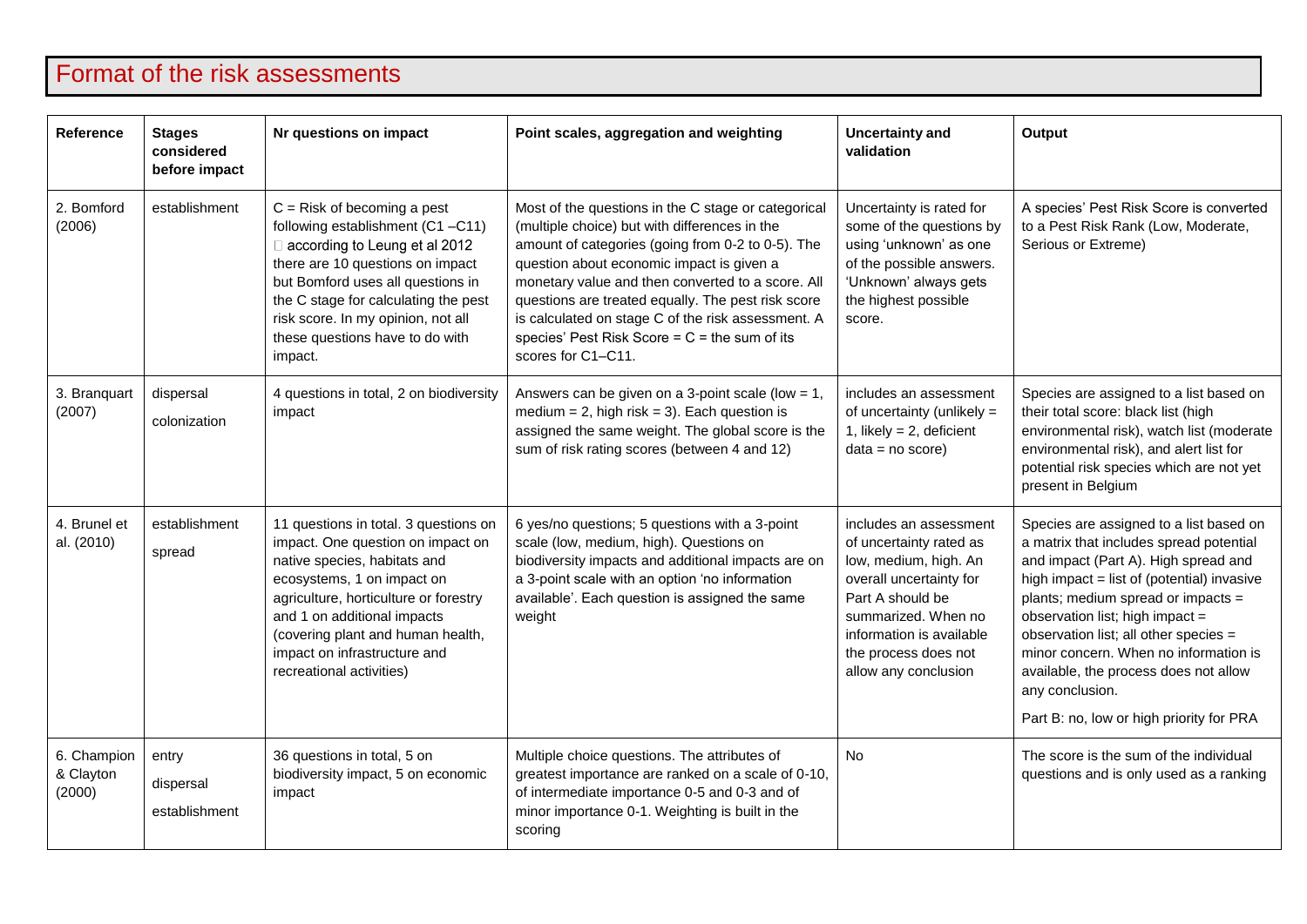# Format of the risk assessments

| Reference | Stages considered before impact | Nr questions on impact | Point scales, aggregation and weighting | Uncertainty and validation | Output |
|---|---|---|---|---|---|
| 2. Bomford (2006) | establishment | C = Risk of becoming a pest following establishment (C1 –C11)  according to Leung et al 2012 there are 10 questions on impact but Bomford uses all questions in the C stage for calculating the pest risk score. In my opinion, not all these questions have to do with impact. | Most of the questions in the C stage or categorical (multiple choice) but with differences in the amount of categories (going from 0-2 to 0-5). The question about economic impact is given a monetary value and then converted to a score. All questions are treated equally. The pest risk score is calculated on stage C of the risk assessment. A species' Pest Risk Score = C = the sum of its scores for C1–C11. | Uncertainty is rated for some of the questions by using 'unknown' as one of the possible answers. 'Unknown' always gets the highest possible score. | A species' Pest Risk Score is converted to a Pest Risk Rank (Low, Moderate, Serious or Extreme) |
| 3. Branquart (2007) | dispersal<br>colonization | 4 questions in total, 2 on biodiversity impact | Answers can be given on a 3-point scale (low = 1, medium = 2, high risk = 3). Each question is assigned the same weight. The global score is the sum of risk rating scores (between 4 and 12) | includes an assessment of uncertainty (unlikely = 1, likely = 2, deficient data = no score) | Species are assigned to a list based on their total score: black list (high environmental risk), watch list (moderate environmental risk), and alert list for potential risk species which are not yet present in Belgium |
| 4. Brunel et al. (2010) | establishment<br>spread | 11 questions in total. 3 questions on impact. One question on impact on native species, habitats and ecosystems, 1 on impact on agriculture, horticulture or forestry and 1 on additional impacts (covering plant and human health, impact on infrastructure and recreational activities) | 6 yes/no questions; 5 questions with a 3-point scale (low, medium, high). Questions on biodiversity impacts and additional impacts are on a 3-point scale with an option 'no information available'. Each question is assigned the same weight | includes an assessment of uncertainty rated as low, medium, high. An overall uncertainty for Part A should be summarized. When no information is available the process does not allow any conclusion | Species are assigned to a list based on a matrix that includes spread potential and impact (Part A). High spread and high impact = list of (potential) invasive plants; medium spread or impacts = observation list; high impact = observation list; all other species = minor concern. When no information is available, the process does not allow any conclusion.<br>Part B: no, low or high priority for PRA |
| 6. Champion & Clayton (2000) | entry<br>dispersal<br>establishment | 36 questions in total, 5 on biodiversity impact, 5 on economic impact | Multiple choice questions. The attributes of greatest importance are ranked on a scale of 0-10, of intermediate importance 0-5 and 0-3 and of minor importance 0-1. Weighting is built in the scoring | No | The score is the sum of the individual questions and is only used as a ranking |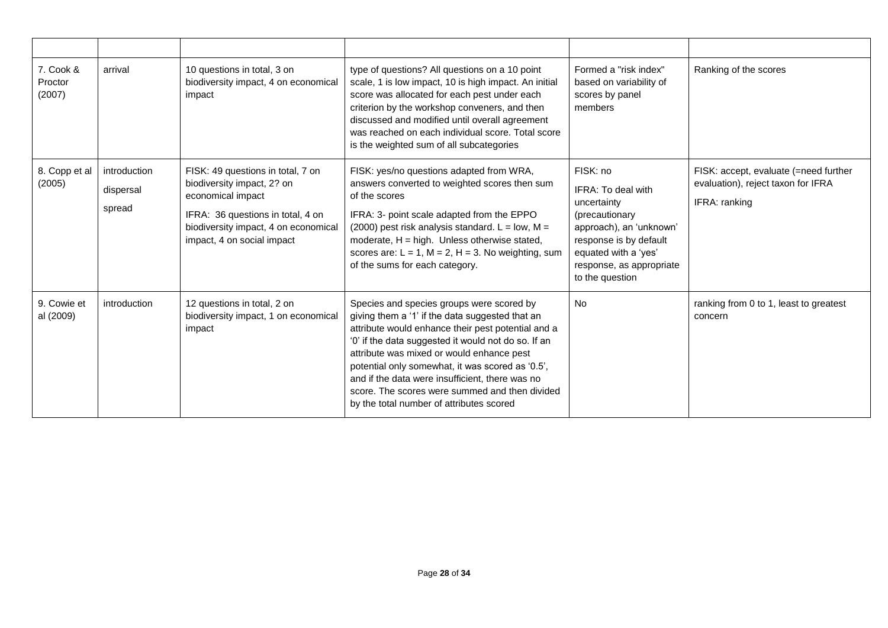| | | | | | |
|---|---|---|---|---|---|
| 7. Cook & Proctor (2007) | arrival | 10 questions in total, 3 on biodiversity impact, 4 on economical impact | type of questions? All questions on a 10 point scale, 1 is low impact, 10 is high impact. An initial score was allocated for each pest under each criterion by the workshop conveners, and then discussed and modified until overall agreement was reached on each individual score. Total score is the weighted sum of all subcategories | Formed a "risk index" based on variability of scores by panel members | Ranking of the scores |
| 8. Copp et al (2005) | introduction<br>dispersal<br>spread | FISK: 49 questions in total, 7 on biodiversity impact, 2? on economical impact<br>IFRA: 36 questions in total, 4 on biodiversity impact, 4 on economical impact, 4 on social impact | FISK: yes/no questions adapted from WRA, answers converted to weighted scores then sum of the scores<br>IFRA: 3- point scale adapted from the EPPO (2000) pest risk analysis standard. L = low, M = moderate, H = high. Unless otherwise stated, scores are: L = 1, M = 2, H = 3. No weighting, sum of the sums for each category. | FISK: no<br>IFRA: To deal with uncertainty (precautionary approach), an 'unknown' response is by default equated with a 'yes' response, as appropriate to the question | FISK: accept, evaluate (=need further evaluation), reject taxon for IFRA<br>IFRA: ranking |
| 9. Cowie et al (2009) | introduction | 12 questions in total, 2 on biodiversity impact, 1 on economical impact | Species and species groups were scored by giving them a '1' if the data suggested that an attribute would enhance their pest potential and a '0' if the data suggested it would not do so. If an attribute was mixed or would enhance pest potential only somewhat, it was scored as '0.5', and if the data were insufficient, there was no score. The scores were summed and then divided by the total number of attributes scored | No | ranking from 0 to 1, least to greatest concern |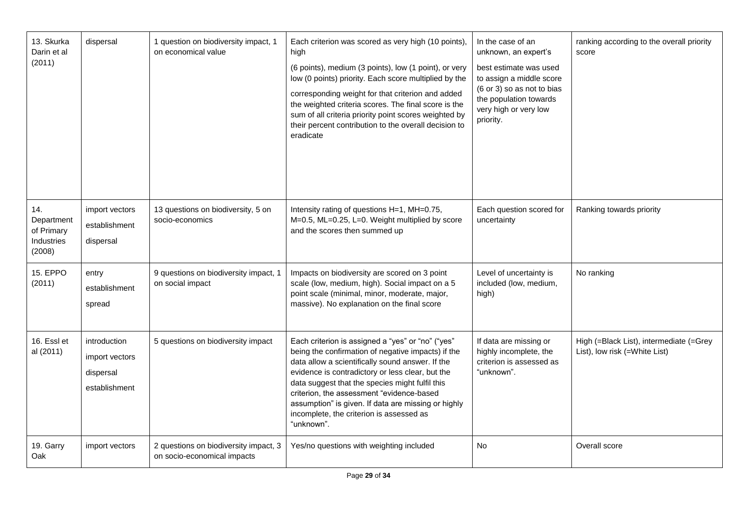| 13. Skurka Darin et al (2011) | dispersal | 1 question on biodiversity impact, 1 on economical value | Each criterion was scored as very high (10 points), high (6 points), medium (3 points), low (1 point), or very low (0 points) priority. Each score multiplied by the corresponding weight for that criterion and added the weighted criteria scores. The final score is the sum of all criteria priority point scores weighted by their percent contribution to the overall decision to eradicate | In the case of an unknown, an expert's best estimate was used to assign a middle score (6 or 3) so as not to bias the population towards very high or very low priority. | ranking according to the overall priority score |
|---|---|---|---|---|---|
| 14. Department of Primary Industries (2008) | import vectors establishment dispersal | 13 questions on biodiversity, 5 on socio-economics | Intensity rating of questions H=1, MH=0.75, M=0.5, ML=0.25, L=0. Weight multiplied by score and the scores then summed up | Each question scored for uncertainty | Ranking towards priority |
| 15. EPPO (2011) | entry establishment spread | 9 questions on biodiversity impact, 1 on social impact | Impacts on biodiversity are scored on 3 point scale (low, medium, high). Social impact on a 5 point scale (minimal, minor, moderate, major, massive). No explanation on the final score | Level of uncertainty is included (low, medium, high) | No ranking |
| 16. Essl et al (2011) | introduction import vectors dispersal establishment | 5 questions on biodiversity impact | Each criterion is assigned a "yes" or "no" ("yes" being the confirmation of negative impacts) if the data allow a scientifically sound answer. If the evidence is contradictory or less clear, but the data suggest that the species might fulfil this criterion, the assessment "evidence-based assumption" is given. If data are missing or highly incomplete, the criterion is assessed as "unknown". | If data are missing or highly incomplete, the criterion is assessed as "unknown". | High (=Black List), intermediate (=Grey List), low risk (=White List) |
| 19. Garry Oak | import vectors | 2 questions on biodiversity impact, 3 on socio-economical impacts | Yes/no questions with weighting included | No | Overall score |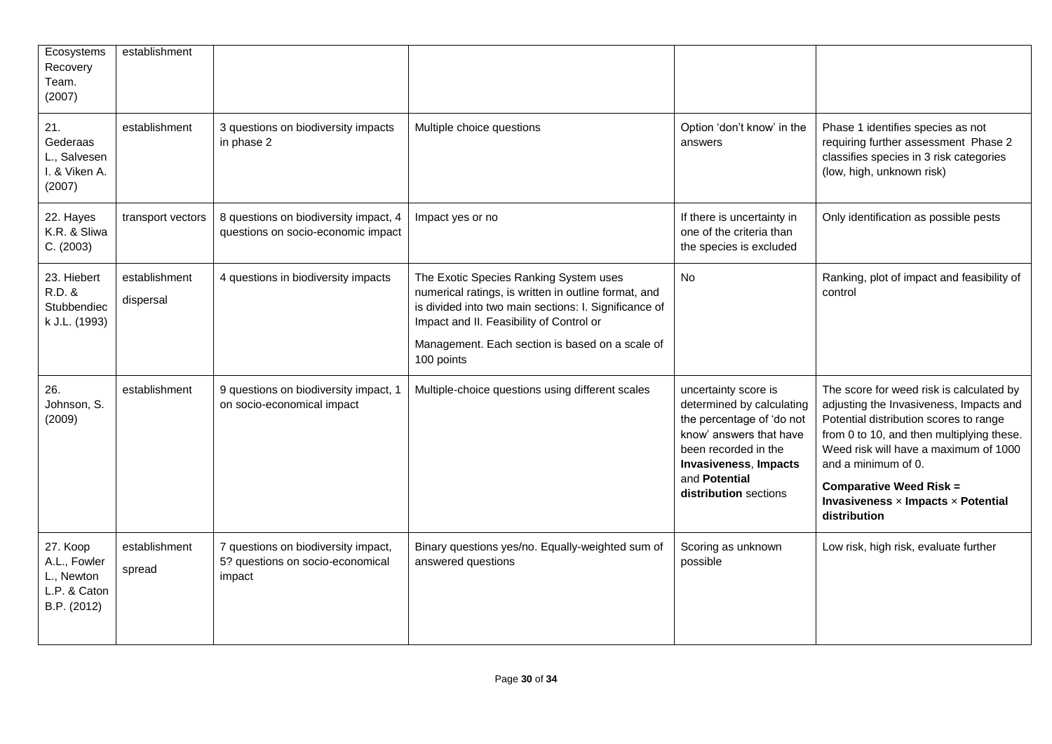| Ecosystems Recovery Team. (2007) | establishment | | | | |
|---|---|---|---|---|---|
| 21. Gederaas L., Salvesen I. & Viken A. (2007) | establishment | 3 questions on biodiversity impacts in phase 2 | Multiple choice questions | Option 'don't know' in the answers | Phase 1 identifies species as not requiring further assessment Phase 2 classifies species in 3 risk categories (low, high, unknown risk) |
| 22. Hayes K.R. & Sliwa C. (2003) | transport vectors | 8 questions on biodiversity impact, 4 questions on socio-economic impact | Impact yes or no | If there is uncertainty in one of the criteria than the species is excluded | Only identification as possible pests |
| 23. Hiebert R.D. & Stubbendieck J.L. (1993) | establishment dispersal | 4 questions in biodiversity impacts | The Exotic Species Ranking System uses numerical ratings, is written in outline format, and is divided into two main sections: I. Significance of Impact and II. Feasibility of Control or Management. Each section is based on a scale of 100 points | No | Ranking, plot of impact and feasibility of control |
| 26. Johnson, S. (2009) | establishment | 9 questions on biodiversity impact, 1 on socio-economical impact | Multiple-choice questions using different scales | uncertainty score is determined by calculating the percentage of 'do not know' answers that have been recorded in the **Invasiveness**, **Impacts** and **Potential distribution** sections | The score for weed risk is calculated by adjusting the Invasiveness, Impacts and Potential distribution scores to range from 0 to 10, and then multiplying these. Weed risk will have a maximum of 1000 and a minimum of 0. **Comparative Weed Risk = Invasiveness × Impacts × Potential distribution** |
| 27. Koop A.L., Fowler L., Newton L.P. & Caton B.P. (2012) | establishment spread | 7 questions on biodiversity impact, 5? questions on socio-economical impact | Binary questions yes/no. Equally-weighted sum of answered questions | Scoring as unknown possible | Low risk, high risk, evaluate further |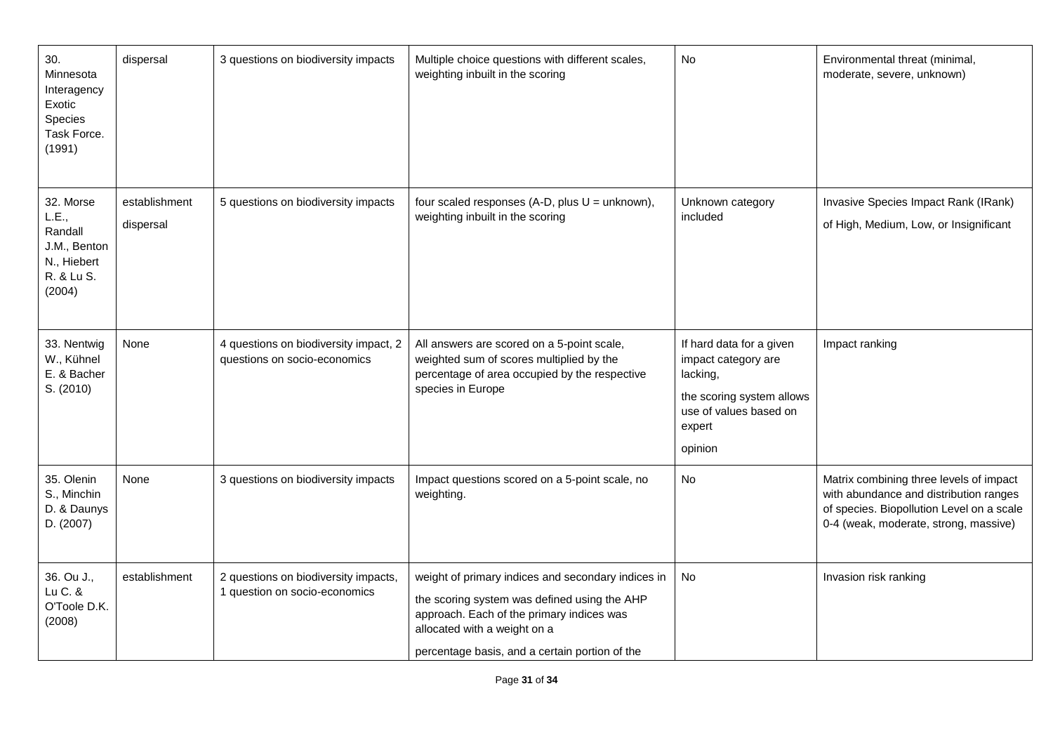| 30. Minnesota Interagency Exotic Species Task Force. (1991) | dispersal | 3 questions on biodiversity impacts | Multiple choice questions with different scales, weighting inbuilt in the scoring | No | Environmental threat (minimal, moderate, severe, unknown) |
|---|---|---|---|---|---|
| 32. Morse L.E., Randall J.M., Benton N., Hiebert R. & Lu S. (2004) | establishment dispersal | 5 questions on biodiversity impacts | four scaled responses (A-D, plus U = unknown), weighting inbuilt in the scoring | Unknown category included | Invasive Species Impact Rank (IRank) of High, Medium, Low, or Insignificant |
| 33. Nentwig W., Kühnel E. & Bacher S. (2010) | None | 4 questions on biodiversity impact, 2 questions on socio-economics | All answers are scored on a 5-point scale, weighted sum of scores multiplied by the percentage of area occupied by the respective species in Europe | If hard data for a given impact category are lacking, the scoring system allows use of values based on expert opinion | Impact ranking |
| 35. Olenin S., Minchin D. & Daunys D. (2007) | None | 3 questions on biodiversity impacts | Impact questions scored on a 5-point scale, no weighting. | No | Matrix combining three levels of impact with abundance and distribution ranges of species. Biopollution Level on a scale 0-4 (weak, moderate, strong, massive) |
| 36. Ou J., Lu C. & O'Toole D.K. (2008) | establishment | 2 questions on biodiversity impacts, 1 question on socio-economics | weight of primary indices and secondary indices in the scoring system was defined using the AHP approach. Each of the primary indices was allocated with a weight on a percentage basis, and a certain portion of the | No | Invasion risk ranking |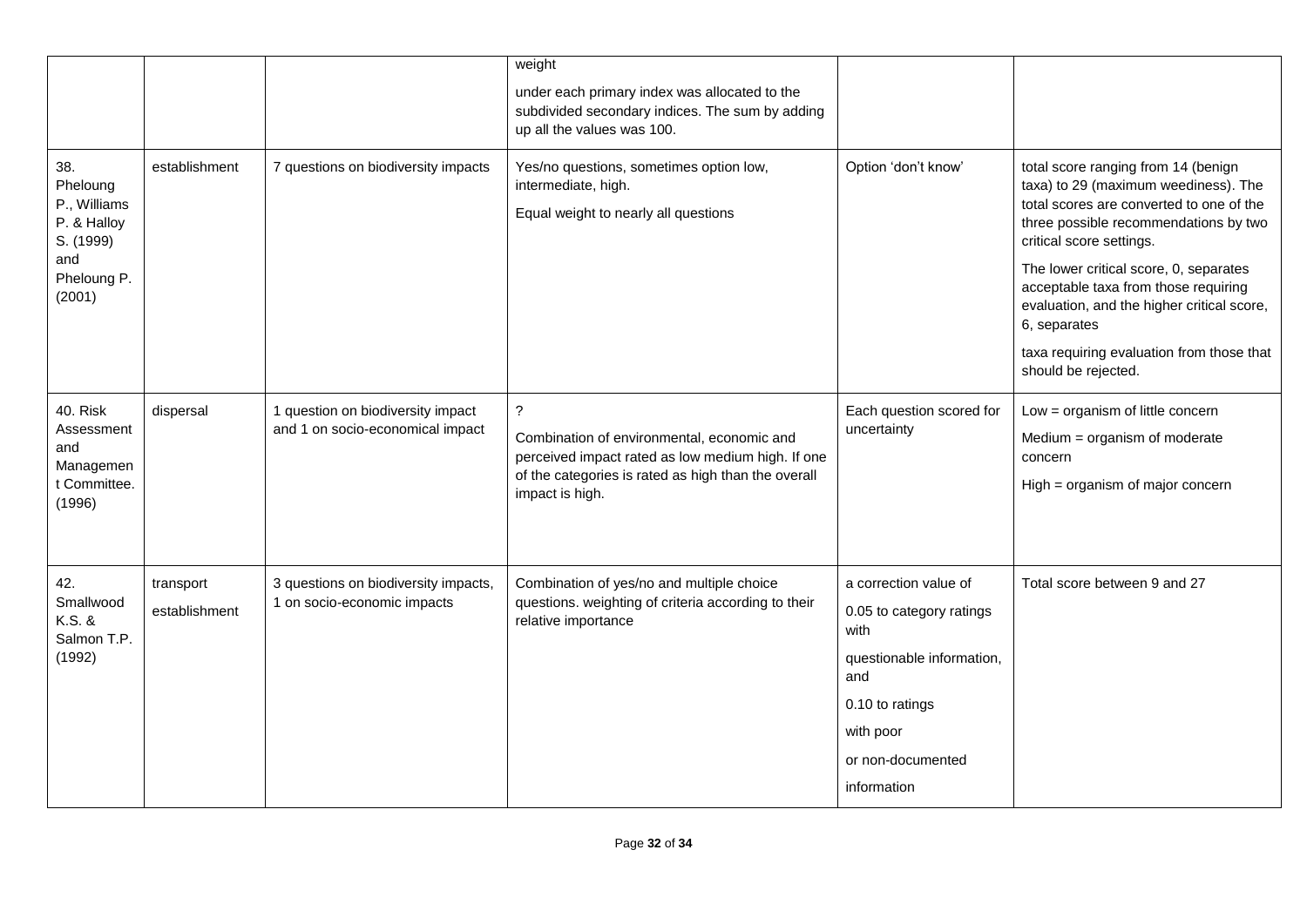| | | | weight<br>under each primary index was allocated to the subdivided secondary indices. The sum by adding up all the values was 100. | | |
|---|---|---|---|---|---|
| 38. Pheloung P., Williams P. & Halloy S. (1999) and Pheloung P. (2001) | establishment | 7 questions on biodiversity impacts | Yes/no questions, sometimes option low, intermediate, high.<br>Equal weight to nearly all questions | Option 'don't know' | total score ranging from 14 (benign taxa) to 29 (maximum weediness). The total scores are converted to one of the three possible recommendations by two critical score settings.<br>The lower critical score, 0, separates acceptable taxa from those requiring evaluation, and the higher critical score, 6, separates<br>taxa requiring evaluation from those that should be rejected. |
| 40. Risk Assessment and Management Committee. (1996) | dispersal | 1 question on biodiversity impact and 1 on socio-economical impact | ?<br>Combination of environmental, economic and perceived impact rated as low medium high. If one of the categories is rated as high than the overall impact is high. | Each question scored for uncertainty | Low = organism of little concern<br>Medium = organism of moderate concern<br>High = organism of major concern |
| 42. Smallwood K.S. & Salmon T.P. (1992) | transport<br>establishment | 3 questions on biodiversity impacts, 1 on socio-economic impacts | Combination of yes/no and multiple choice questions. weighting of criteria according to their relative importance | a correction value of 0.05 to category ratings with questionable information, and 0.10 to ratings with poor or non-documented information | Total score between 9 and 27 |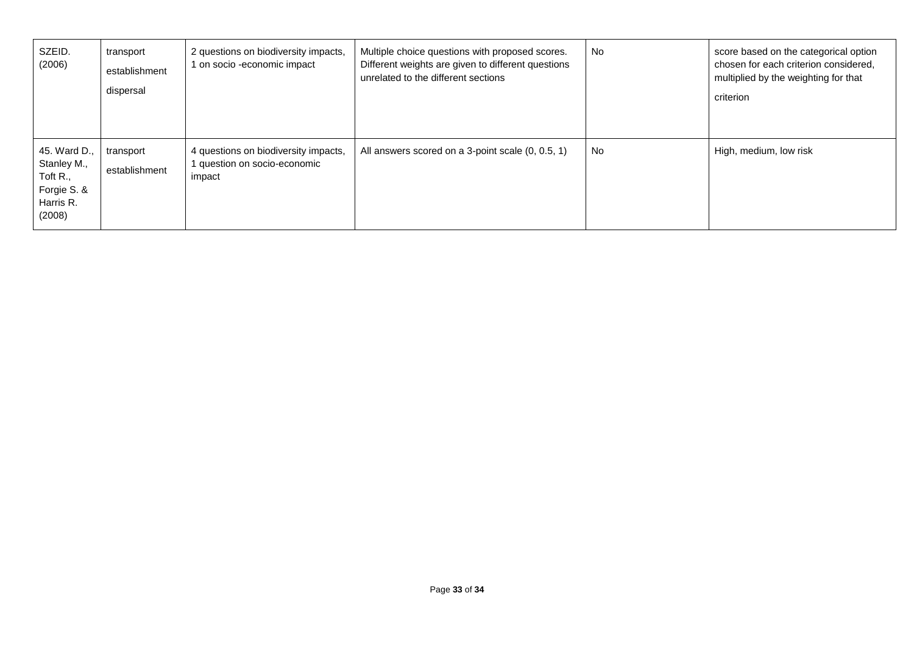| | | | | | |
|---|---|---|---|---|---|
| SZEID. (2006) | transport establishment dispersal | 2 questions on biodiversity impacts, 1 on socio -economic impact | Multiple choice questions with proposed scores. Different weights are given to different questions unrelated to the different sections | No | score based on the categorical option chosen for each criterion considered, multiplied by the weighting for that criterion |
| 45. Ward D., Stanley M., Toft R., Forgie S. & Harris R. (2008) | transport establishment | 4 questions on biodiversity impacts, 1 question on socio-economic impact | All answers scored on a 3-point scale (0, 0.5, 1) | No | High, medium, low risk |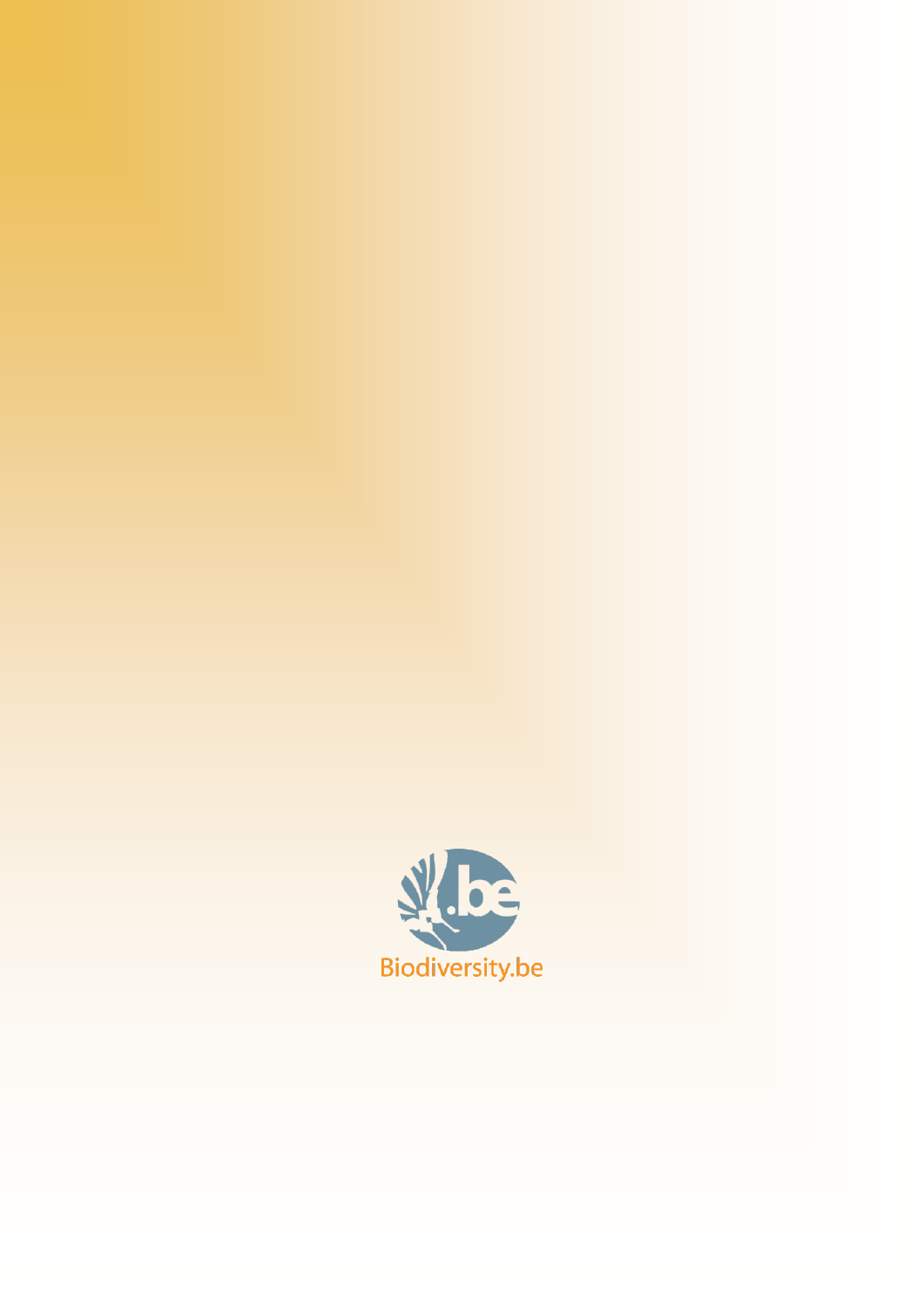Biodiversity.be